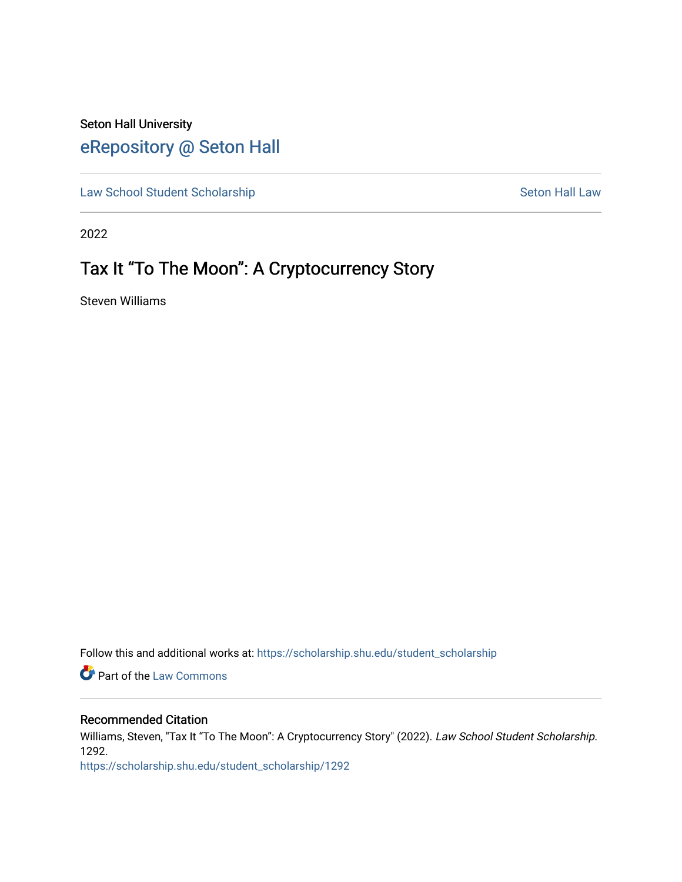Seton Hall University

# eRepository @ Seton Hall

Law School Student Scholarship | Seton Hall Law

2022

## Tax It "To The Moon": A Cryptocurrency Story

Steven Williams

Follow this and additional works at: https://scholarship.shu.edu/student_scholarship

Part of the Law Commons

### Recommended Citation

Williams, Steven, "Tax It "To The Moon": A Cryptocurrency Story" (2022). *Law School Student Scholarship*. 1292.
https://scholarship.shu.edu/student_scholarship/1292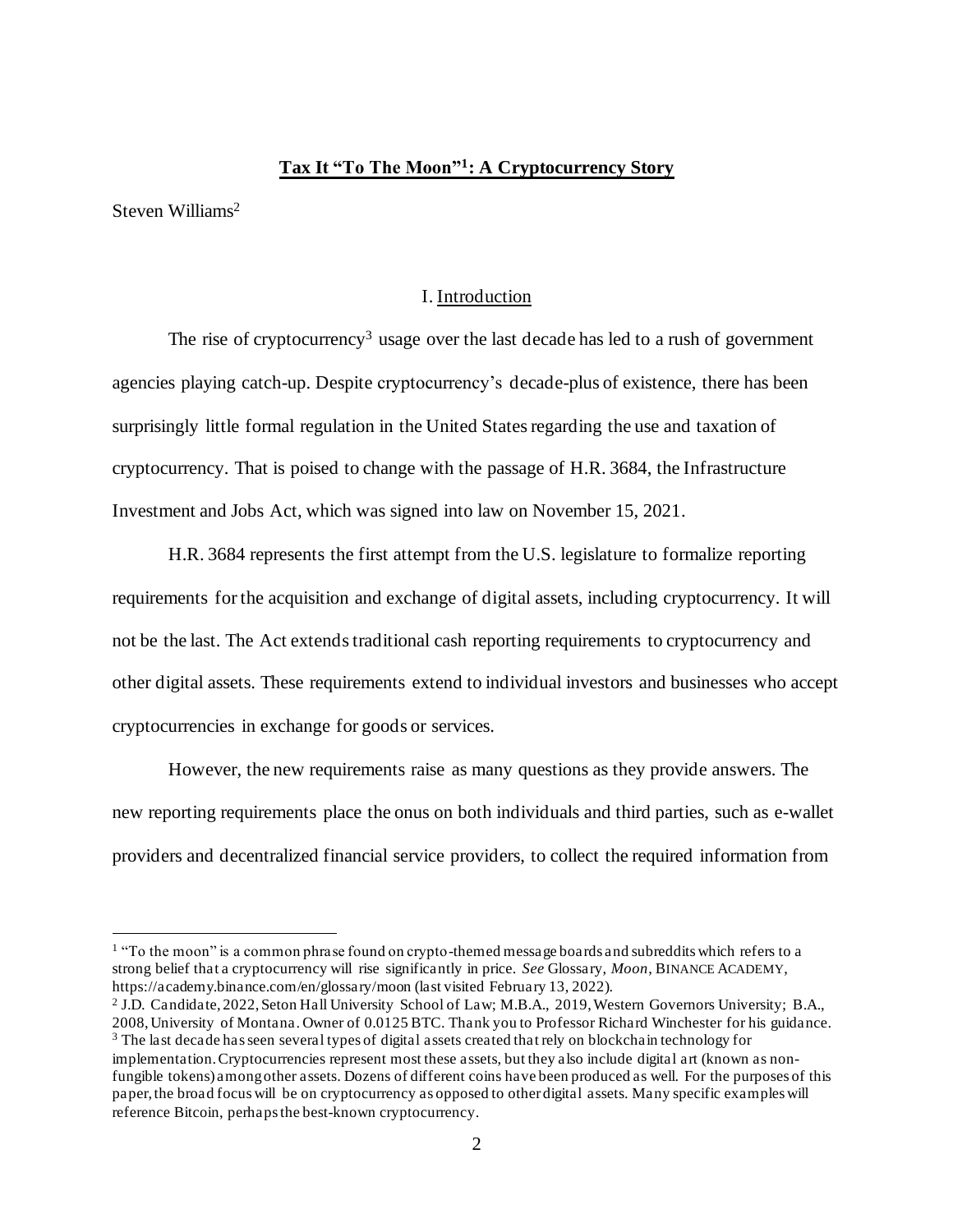# **Tax It "To The Moon"[1]: A Cryptocurrency Story**

Steven Williams[2]

## I. Introduction

The rise of cryptocurrency[3] usage over the last decade has led to a rush of government agencies playing catch-up. Despite cryptocurrency's decade-plus of existence, there has been surprisingly little formal regulation in the United States regarding the use and taxation of cryptocurrency. That is poised to change with the passage of H.R. 3684, the Infrastructure Investment and Jobs Act, which was signed into law on November 15, 2021.

H.R. 3684 represents the first attempt from the U.S. legislature to formalize reporting requirements for the acquisition and exchange of digital assets, including cryptocurrency. It will not be the last. The Act extends traditional cash reporting requirements to cryptocurrency and other digital assets. These requirements extend to individual investors and businesses who accept cryptocurrencies in exchange for goods or services.

However, the new requirements raise as many questions as they provide answers. The new reporting requirements place the onus on both individuals and third parties, such as e-wallet providers and decentralized financial service providers, to collect the required information from

---

[1] "To the moon" is a common phrase found on crypto-themed message boards and subreddits which refers to a strong belief that a cryptocurrency will rise significantly in price. *See* Glossary, *Moon*, BINANCE ACADEMY, https://academy.binance.com/en/glossary/moon (last visited February 13, 2022).

[2] J.D. Candidate, 2022, Seton Hall University School of Law; M.B.A., 2019, Western Governors University; B.A., 2008, University of Montana. Owner of 0.0125 BTC. Thank you to Professor Richard Winchester for his guidance.

[3] The last decade has seen several types of digital assets created that rely on blockchain technology for implementation. Cryptocurrencies represent most these assets, but they also include digital art (known as non-fungible tokens) among other assets. Dozens of different coins have been produced as well. For the purposes of this paper, the broad focus will be on cryptocurrency as opposed to other digital assets. Many specific examples will reference Bitcoin, perhaps the best-known cryptocurrency.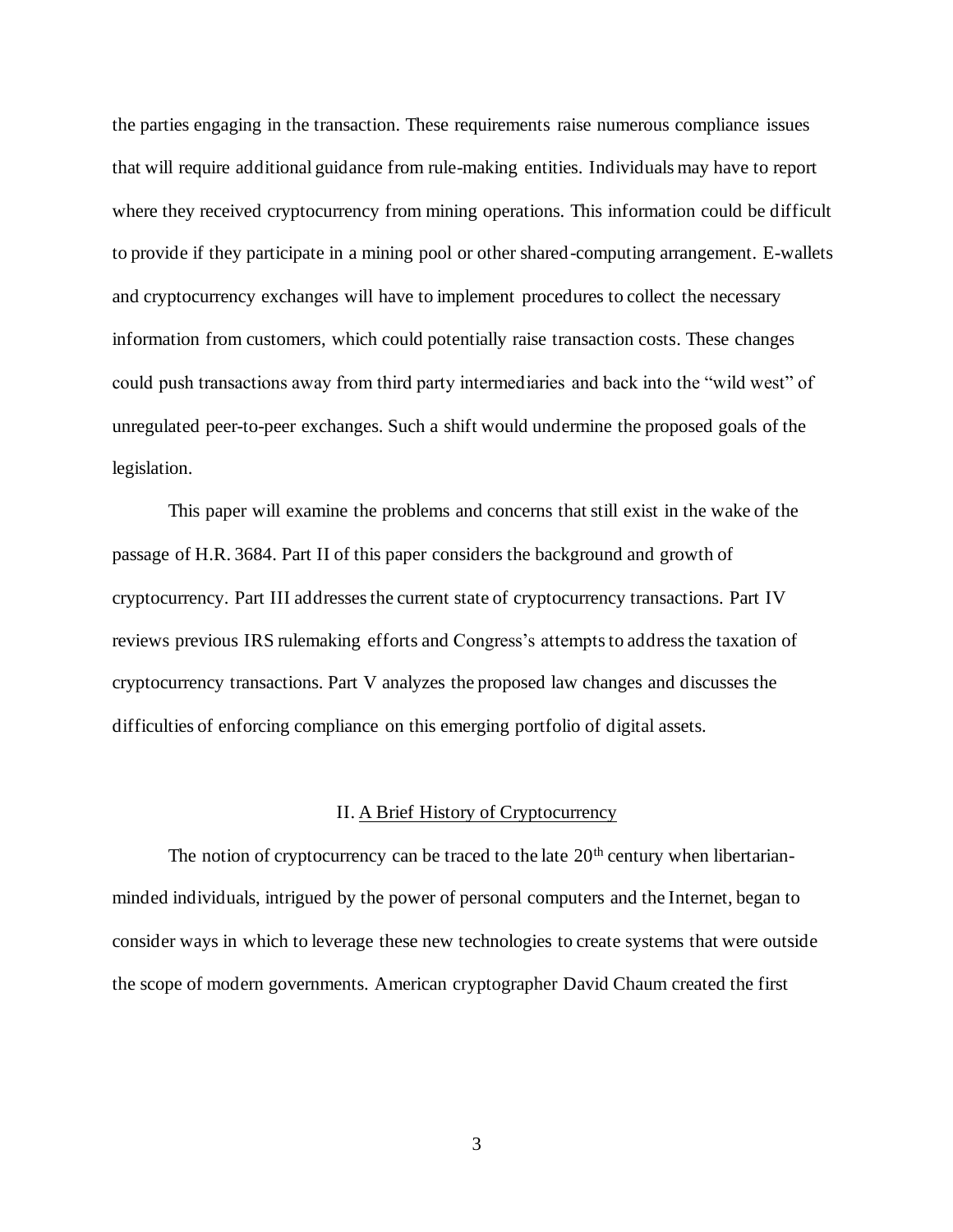the parties engaging in the transaction. These requirements raise numerous compliance issues that will require additional guidance from rule-making entities. Individuals may have to report where they received cryptocurrency from mining operations. This information could be difficult to provide if they participate in a mining pool or other shared-computing arrangement. E-wallets and cryptocurrency exchanges will have to implement procedures to collect the necessary information from customers, which could potentially raise transaction costs. These changes could push transactions away from third party intermediaries and back into the "wild west" of unregulated peer-to-peer exchanges. Such a shift would undermine the proposed goals of the legislation.

This paper will examine the problems and concerns that still exist in the wake of the passage of H.R. 3684. Part II of this paper considers the background and growth of cryptocurrency. Part III addresses the current state of cryptocurrency transactions. Part IV reviews previous IRS rulemaking efforts and Congress's attempts to address the taxation of cryptocurrency transactions. Part V analyzes the proposed law changes and discusses the difficulties of enforcing compliance on this emerging portfolio of digital assets.

## II. A Brief History of Cryptocurrency

The notion of cryptocurrency can be traced to the late 20th century when libertarian-minded individuals, intrigued by the power of personal computers and the Internet, began to consider ways in which to leverage these new technologies to create systems that were outside the scope of modern governments. American cryptographer David Chaum created the first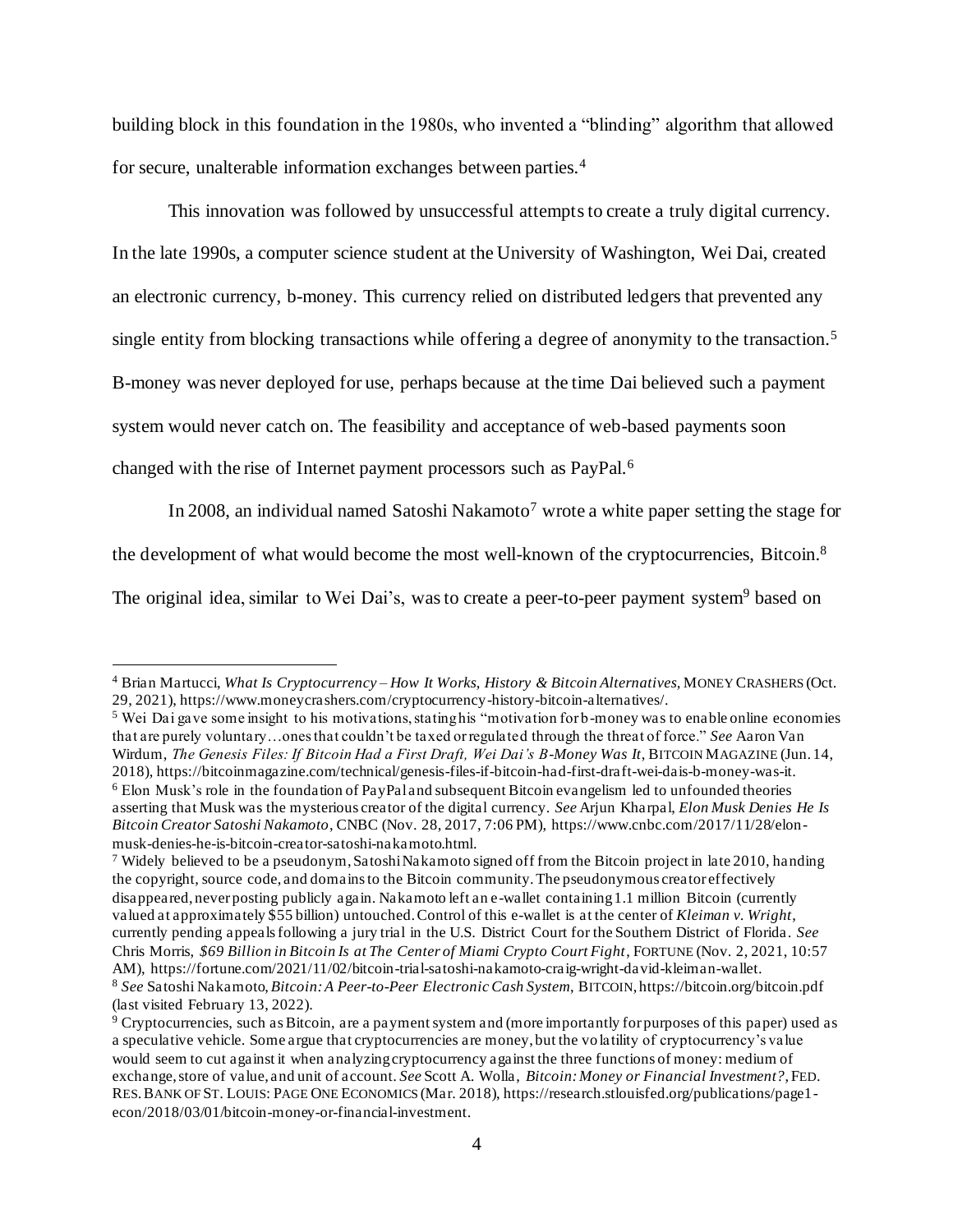building block in this foundation in the 1980s, who invented a "blinding" algorithm that allowed for secure, unalterable information exchanges between parties.[4]

This innovation was followed by unsuccessful attempts to create a truly digital currency. In the late 1990s, a computer science student at the University of Washington, Wei Dai, created an electronic currency, b-money. This currency relied on distributed ledgers that prevented any single entity from blocking transactions while offering a degree of anonymity to the transaction.[5] B-money was never deployed for use, perhaps because at the time Dai believed such a payment system would never catch on. The feasibility and acceptance of web-based payments soon changed with the rise of Internet payment processors such as PayPal.[6]

In 2008, an individual named Satoshi Nakamoto[7] wrote a white paper setting the stage for the development of what would become the most well-known of the cryptocurrencies, Bitcoin.[8] The original idea, similar to Wei Dai's, was to create a peer-to-peer payment system[9] based on

---

[4] Brian Martucci, *What Is Cryptocurrency – How It Works, History & Bitcoin Alternatives*, MONEY CRASHERS (Oct. 29, 2021), https://www.moneycrashers.com/cryptocurrency-history-bitcoin-alternatives/.

[5] Wei Dai gave some insight to his motivations, stating his "motivation for b-money was to enable online economies that are purely voluntary…ones that couldn't be taxed or regulated through the threat of force." *See* Aaron Van Wirdum, *The Genesis Files: If Bitcoin Had a First Draft, Wei Dai's B-Money Was It*, BITCOIN MAGAZINE (Jun. 14, 2018), https://bitcoinmagazine.com/technical/genesis-files-if-bitcoin-had-first-draft-wei-dais-b-money-was-it.

[6] Elon Musk's role in the foundation of PayPal and subsequent Bitcoin evangelism led to unfounded theories asserting that Musk was the mysterious creator of the digital currency. *See* Arjun Kharpal, *Elon Musk Denies He Is Bitcoin Creator Satoshi Nakamoto*, CNBC (Nov. 28, 2017, 7:06 PM), https://www.cnbc.com/2017/11/28/elon-musk-denies-he-is-bitcoin-creator-satoshi-nakamoto.html.

[7] Widely believed to be a pseudonym, Satoshi Nakamoto signed off from the Bitcoin project in late 2010, handing the copyright, source code, and domains to the Bitcoin community. The pseudonymous creator effectively disappeared, never posting publicly again. Nakamoto left an e-wallet containing 1.1 million Bitcoin (currently valued at approximately $55 billion) untouched. Control of this e-wallet is at the center of *Kleiman v. Wright*, currently pending appeals following a jury trial in the U.S. District Court for the Southern District of Florida. *See* Chris Morris, *$69 Billion in Bitcoin Is at The Center of Miami Crypto Court Fight*, FORTUNE (Nov. 2, 2021, 10:57 AM), https://fortune.com/2021/11/02/bitcoin-trial-satoshi-nakamoto-craig-wright-david-kleiman-wallet.

[8] *See* Satoshi Nakamoto, *Bitcoin: A Peer-to-Peer Electronic Cash System*, BITCOIN, https://bitcoin.org/bitcoin.pdf (last visited February 13, 2022).

[9] Cryptocurrencies, such as Bitcoin, are a payment system and (more importantly for purposes of this paper) used as a speculative vehicle. Some argue that cryptocurrencies are money, but the volatility of cryptocurrency's value would seem to cut against it when analyzing cryptocurrency against the three functions of money: medium of exchange, store of value, and unit of account. *See* Scott A. Wolla, *Bitcoin: Money or Financial Investment?*, FED. RES. BANK OF ST. LOUIS: PAGE ONE ECONOMICS (Mar. 2018), https://research.stlouisfed.org/publications/page1-econ/2018/03/01/bitcoin-money-or-financial-investment.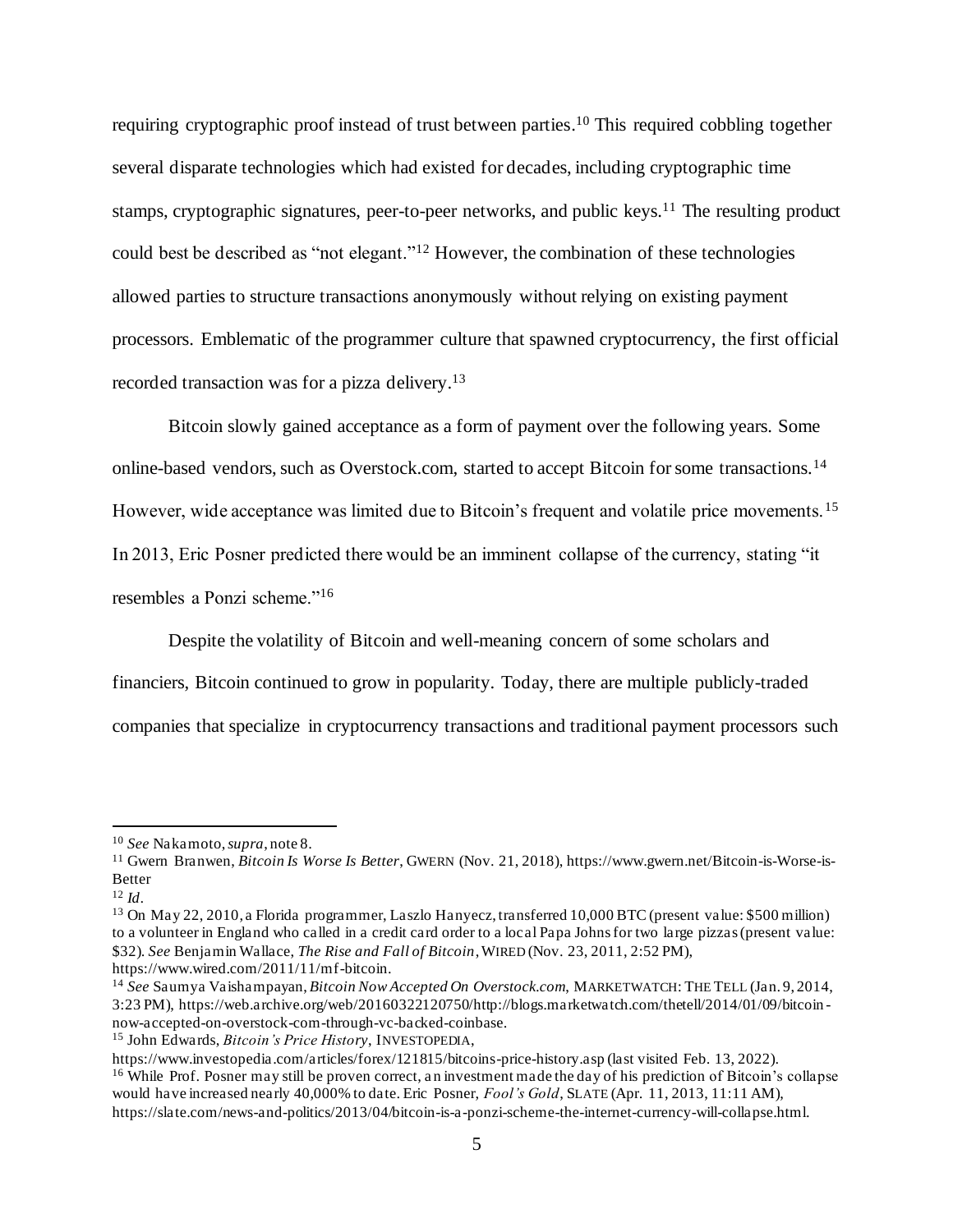requiring cryptographic proof instead of trust between parties.[10] This required cobbling together several disparate technologies which had existed for decades, including cryptographic time stamps, cryptographic signatures, peer-to-peer networks, and public keys.[11] The resulting product could best be described as "not elegant."[12] However, the combination of these technologies allowed parties to structure transactions anonymously without relying on existing payment processors. Emblematic of the programmer culture that spawned cryptocurrency, the first official recorded transaction was for a pizza delivery.[13]

Bitcoin slowly gained acceptance as a form of payment over the following years. Some online-based vendors, such as Overstock.com, started to accept Bitcoin for some transactions.[14] However, wide acceptance was limited due to Bitcoin's frequent and volatile price movements.[15] In 2013, Eric Posner predicted there would be an imminent collapse of the currency, stating "it resembles a Ponzi scheme."[16]

Despite the volatility of Bitcoin and well-meaning concern of some scholars and financiers, Bitcoin continued to grow in popularity. Today, there are multiple publicly-traded companies that specialize in cryptocurrency transactions and traditional payment processors such

---

[10] *See* Nakamoto, *supra*, note 8.

[11] Gwern Branwen, *Bitcoin Is Worse Is Better*, GWERN (Nov. 21, 2018), https://www.gwern.net/Bitcoin-is-Worse-is-Better

[12] *Id*.

[13] On May 22, 2010, a Florida programmer, Laszlo Hanyecz, transferred 10,000 BTC (present value: $500 million) to a volunteer in England who called in a credit card order to a local Papa Johns for two large pizzas (present value: $32). *See* Benjamin Wallace, *The Rise and Fall of Bitcoin*, WIRED (Nov. 23, 2011, 2:52 PM), https://www.wired.com/2011/11/mf-bitcoin.

[14] *See* Saumya Vaishampayan, *Bitcoin Now Accepted On Overstock.com*, MARKETWATCH: THE TELL (Jan. 9, 2014, 3:23 PM), https://web.archive.org/web/20160322120750/http://blogs.marketwatch.com/thetell/2014/01/09/bitcoin-now-accepted-on-overstock-com-through-vc-backed-coinbase.

[15] John Edwards, *Bitcoin's Price History*, INVESTOPEDIA, https://www.investopedia.com/articles/forex/121815/bitcoins-price-history.asp (last visited Feb. 13, 2022).

[16] While Prof. Posner may still be proven correct, an investment made the day of his prediction of Bitcoin's collapse would have increased nearly 40,000% to date. Eric Posner, *Fool's Gold*, SLATE (Apr. 11, 2013, 11:11 AM), https://slate.com/news-and-politics/2013/04/bitcoin-is-a-ponzi-scheme-the-internet-currency-will-collapse.html.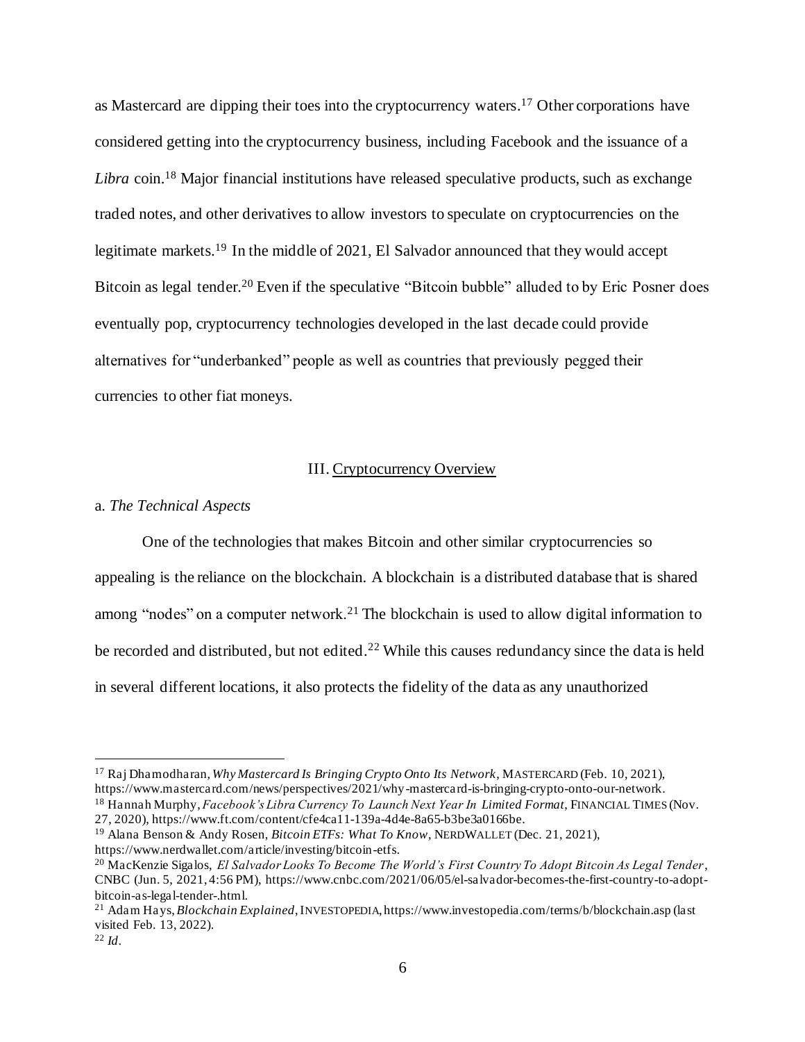as Mastercard are dipping their toes into the cryptocurrency waters.[17] Other corporations have considered getting into the cryptocurrency business, including Facebook and the issuance of a *Libra* coin.[18] Major financial institutions have released speculative products, such as exchange traded notes, and other derivatives to allow investors to speculate on cryptocurrencies on the legitimate markets.[19] In the middle of 2021, El Salvador announced that they would accept Bitcoin as legal tender.[20] Even if the speculative "Bitcoin bubble" alluded to by Eric Posner does eventually pop, cryptocurrency technologies developed in the last decade could provide alternatives for "underbanked" people as well as countries that previously pegged their currencies to other fiat moneys.

## III. Cryptocurrency Overview

### a. *The Technical Aspects*

One of the technologies that makes Bitcoin and other similar cryptocurrencies so appealing is the reliance on the blockchain. A blockchain is a distributed database that is shared among "nodes" on a computer network.[21] The blockchain is used to allow digital information to be recorded and distributed, but not edited.[22] While this causes redundancy since the data is held in several different locations, it also protects the fidelity of the data as any unauthorized

---

[17] Raj Dhamodharan, *Why Mastercard Is Bringing Crypto Onto Its Network*, MASTERCARD (Feb. 10, 2021), https://www.mastercard.com/news/perspectives/2021/why-mastercard-is-bringing-crypto-onto-our-network.

[18] Hannah Murphy, *Facebook's Libra Currency To Launch Next Year In Limited Format*, FINANCIAL TIMES (Nov. 27, 2020), https://www.ft.com/content/cfe4ca11-139a-4d4e-8a65-b3be3a0166be.

[19] Alana Benson & Andy Rosen, *Bitcoin ETFs: What To Know*, NERDWALLET (Dec. 21, 2021), https://www.nerdwallet.com/article/investing/bitcoin-etfs.

[20] MacKenzie Sigalos, *El Salvador Looks To Become The World's First Country To Adopt Bitcoin As Legal Tender*, CNBC (Jun. 5, 2021, 4:56 PM), https://www.cnbc.com/2021/06/05/el-salvador-becomes-the-first-country-to-adopt-bitcoin-as-legal-tender-.html.

[21] Adam Hays, *Blockchain Explained*, INVESTOPEDIA, https://www.investopedia.com/terms/b/blockchain.asp (last visited Feb. 13, 2022).

[22] *Id*.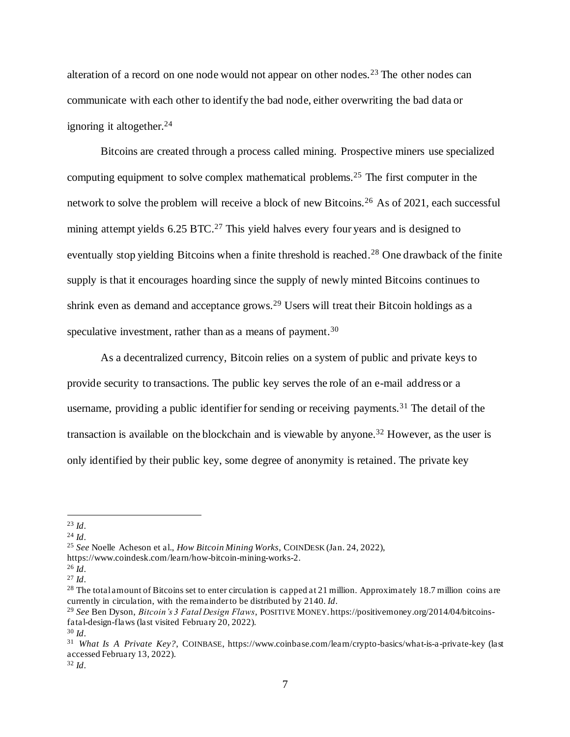alteration of a record on one node would not appear on other nodes.[23] The other nodes can communicate with each other to identify the bad node, either overwriting the bad data or ignoring it altogether.[24]

Bitcoins are created through a process called mining. Prospective miners use specialized computing equipment to solve complex mathematical problems.[25] The first computer in the network to solve the problem will receive a block of new Bitcoins.[26] As of 2021, each successful mining attempt yields 6.25 BTC.[27] This yield halves every four years and is designed to eventually stop yielding Bitcoins when a finite threshold is reached.[28] One drawback of the finite supply is that it encourages hoarding since the supply of newly minted Bitcoins continues to shrink even as demand and acceptance grows.[29] Users will treat their Bitcoin holdings as a speculative investment, rather than as a means of payment.[30]

As a decentralized currency, Bitcoin relies on a system of public and private keys to provide security to transactions. The public key serves the role of an e-mail address or a username, providing a public identifier for sending or receiving payments.[31] The detail of the transaction is available on the blockchain and is viewable by anyone.[32] However, as the user is only identified by their public key, some degree of anonymity is retained. The private key

---

[23] *Id*.

[24] *Id*.

[25] *See* Noelle Acheson et al., *How Bitcoin Mining Works*, COINDESK (Jan. 24, 2022), https://www.coindesk.com/learn/how-bitcoin-mining-works-2.

[26] *Id*.

[27] *Id*.

[28] The total amount of Bitcoins set to enter circulation is capped at 21 million. Approximately 18.7 million coins are currently in circulation, with the remainder to be distributed by 2140. *Id*.

[29] *See* Ben Dyson, *Bitcoin's 3 Fatal Design Flaws*, POSITIVE MONEY. https://positivemoney.org/2014/04/bitcoins-fatal-design-flaws (last visited February 20, 2022).

[30] *Id*.

[31] *What Is A Private Key?*, COINBASE, https://www.coinbase.com/learn/crypto-basics/what-is-a-private-key (last accessed February 13, 2022).

[32] *Id*.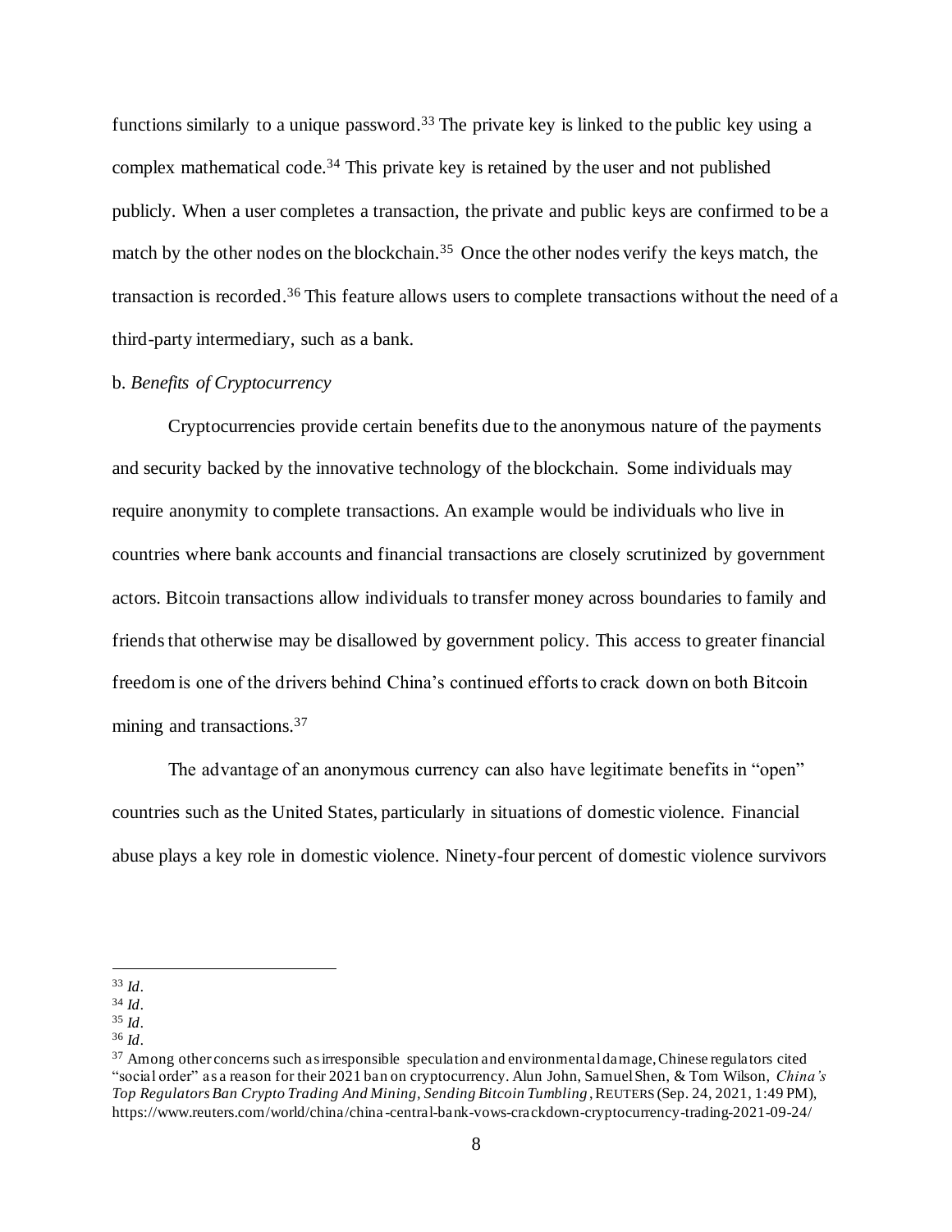functions similarly to a unique password.[33] The private key is linked to the public key using a complex mathematical code.[34] This private key is retained by the user and not published publicly. When a user completes a transaction, the private and public keys are confirmed to be a match by the other nodes on the blockchain.[35] Once the other nodes verify the keys match, the transaction is recorded.[36] This feature allows users to complete transactions without the need of a third-party intermediary, such as a bank.

b. *Benefits of Cryptocurrency*

Cryptocurrencies provide certain benefits due to the anonymous nature of the payments and security backed by the innovative technology of the blockchain. Some individuals may require anonymity to complete transactions. An example would be individuals who live in countries where bank accounts and financial transactions are closely scrutinized by government actors. Bitcoin transactions allow individuals to transfer money across boundaries to family and friends that otherwise may be disallowed by government policy. This access to greater financial freedom is one of the drivers behind China's continued efforts to crack down on both Bitcoin mining and transactions.[37]

The advantage of an anonymous currency can also have legitimate benefits in "open" countries such as the United States, particularly in situations of domestic violence. Financial abuse plays a key role in domestic violence. Ninety-four percent of domestic violence survivors

---

[33] *Id*.

[34] *Id*.

[35] *Id*.

[36] *Id*.

[37] Among other concerns such as irresponsible speculation and environmental damage, Chinese regulators cited "social order" as a reason for their 2021 ban on cryptocurrency. Alun John, Samuel Shen, & Tom Wilson, *China's Top Regulators Ban Crypto Trading And Mining, Sending Bitcoin Tumbling*, REUTERS (Sep. 24, 2021, 1:49 PM), https://www.reuters.com/world/china/china-central-bank-vows-crackdown-cryptocurrency-trading-2021-09-24/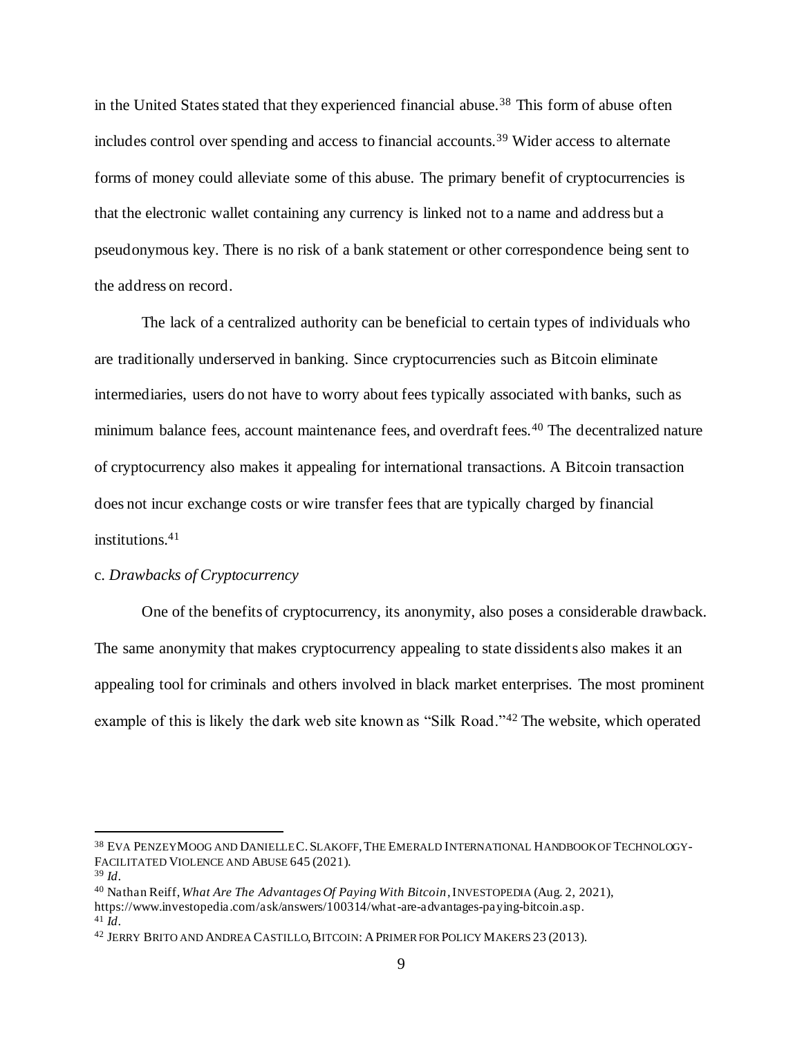in the United States stated that they experienced financial abuse.[38] This form of abuse often includes control over spending and access to financial accounts.[39] Wider access to alternate forms of money could alleviate some of this abuse. The primary benefit of cryptocurrencies is that the electronic wallet containing any currency is linked not to a name and address but a pseudonymous key. There is no risk of a bank statement or other correspondence being sent to the address on record.

The lack of a centralized authority can be beneficial to certain types of individuals who are traditionally underserved in banking. Since cryptocurrencies such as Bitcoin eliminate intermediaries, users do not have to worry about fees typically associated with banks, such as minimum balance fees, account maintenance fees, and overdraft fees.[40] The decentralized nature of cryptocurrency also makes it appealing for international transactions. A Bitcoin transaction does not incur exchange costs or wire transfer fees that are typically charged by financial institutions.[41]

c. *Drawbacks of Cryptocurrency*

One of the benefits of cryptocurrency, its anonymity, also poses a considerable drawback. The same anonymity that makes cryptocurrency appealing to state dissidents also makes it an appealing tool for criminals and others involved in black market enterprises. The most prominent example of this is likely the dark web site known as "Silk Road."[42] The website, which operated

---

[38] EVA PENZEY MOOG AND DANIELLE C. SLAKOFF, THE EMERALD INTERNATIONAL HANDBOOK OF TECHNOLOGY-FACILITATED VIOLENCE AND ABUSE 645 (2021).

[39] *Id*.

[40] Nathan Reiff, *What Are The Advantages Of Paying With Bitcoin*, INVESTOPEDIA (Aug. 2, 2021), https://www.investopedia.com/ask/answers/100314/what-are-advantages-paying-bitcoin.asp.

[41] *Id*.

[42] JERRY BRITO AND ANDREA CASTILLO, BITCOIN: A PRIMER FOR POLICY MAKERS 23 (2013).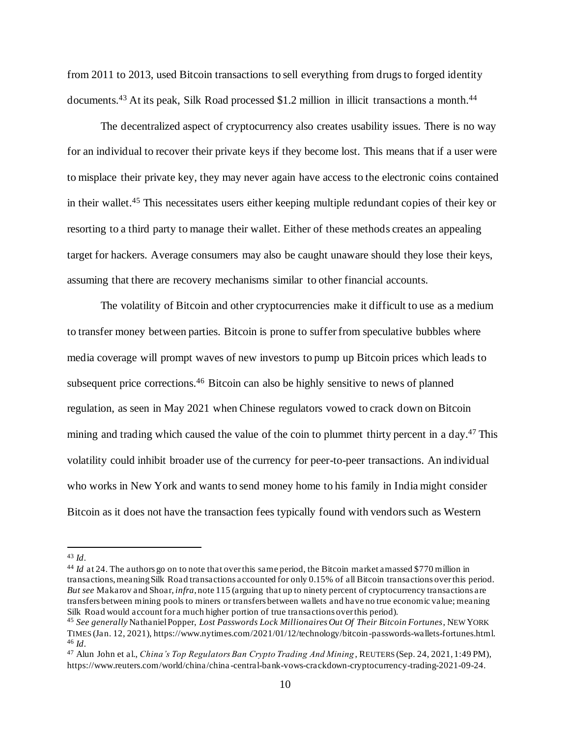from 2011 to 2013, used Bitcoin transactions to sell everything from drugs to forged identity documents.[43] At its peak, Silk Road processed $1.2 million in illicit transactions a month.[44]

The decentralized aspect of cryptocurrency also creates usability issues. There is no way for an individual to recover their private keys if they become lost. This means that if a user were to misplace their private key, they may never again have access to the electronic coins contained in their wallet.[45] This necessitates users either keeping multiple redundant copies of their key or resorting to a third party to manage their wallet. Either of these methods creates an appealing target for hackers. Average consumers may also be caught unaware should they lose their keys, assuming that there are recovery mechanisms similar to other financial accounts.

The volatility of Bitcoin and other cryptocurrencies make it difficult to use as a medium to transfer money between parties. Bitcoin is prone to suffer from speculative bubbles where media coverage will prompt waves of new investors to pump up Bitcoin prices which leads to subsequent price corrections.[46] Bitcoin can also be highly sensitive to news of planned regulation, as seen in May 2021 when Chinese regulators vowed to crack down on Bitcoin mining and trading which caused the value of the coin to plummet thirty percent in a day.[47] This volatility could inhibit broader use of the currency for peer-to-peer transactions. An individual who works in New York and wants to send money home to his family in India might consider Bitcoin as it does not have the transaction fees typically found with vendors such as Western

---

[43] *Id*.

[44] *Id* at 24. The authors go on to note that over this same period, the Bitcoin market amassed $770 million in transactions, meaning Silk Road transactions accounted for only 0.15% of all Bitcoin transactions over this period. *But see* Makarov and Shoar, *infra*, note 115 (arguing that up to ninety percent of cryptocurrency transactions are transfers between mining pools to miners or transfers between wallets and have no true economic value; meaning Silk Road would account for a much higher portion of true transactions over this period).

[45] *See generally* Nathaniel Popper, *Lost Passwords Lock Millionaires Out Of Their Bitcoin Fortunes*, NEW YORK TIMES (Jan. 12, 2021), https://www.nytimes.com/2021/01/12/technology/bitcoin-passwords-wallets-fortunes.html.

[46] *Id*.

[47] Alun John et al., *China's Top Regulators Ban Crypto Trading And Mining*, REUTERS (Sep. 24, 2021, 1:49 PM), https://www.reuters.com/world/china/china-central-bank-vows-crackdown-cryptocurrency-trading-2021-09-24.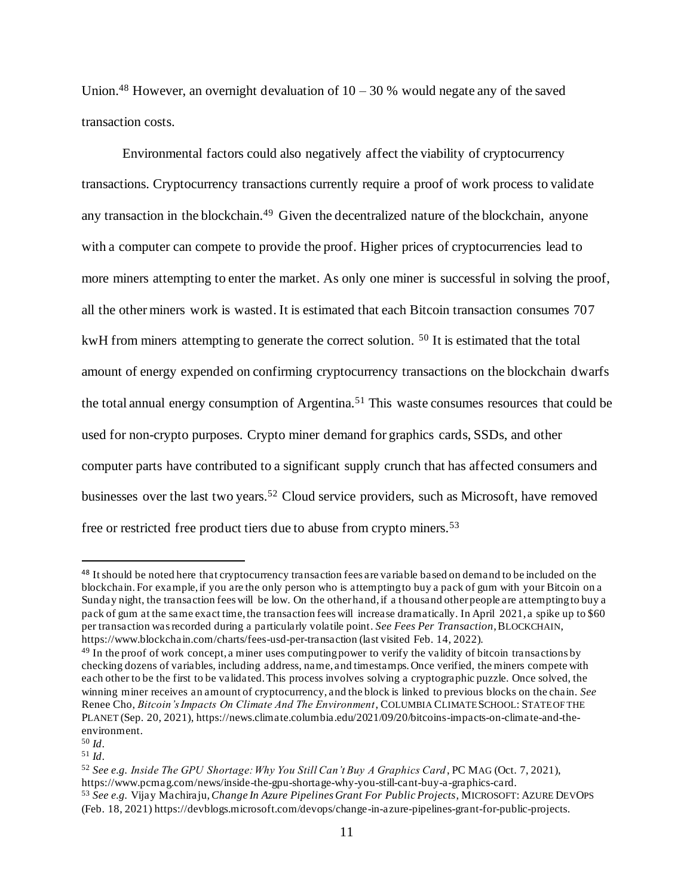Union.[48] However, an overnight devaluation of 10 – 30 % would negate any of the saved transaction costs.

Environmental factors could also negatively affect the viability of cryptocurrency transactions. Cryptocurrency transactions currently require a proof of work process to validate any transaction in the blockchain.[49] Given the decentralized nature of the blockchain, anyone with a computer can compete to provide the proof. Higher prices of cryptocurrencies lead to more miners attempting to enter the market. As only one miner is successful in solving the proof, all the other miners work is wasted. It is estimated that each Bitcoin transaction consumes 707 kwH from miners attempting to generate the correct solution. [50] It is estimated that the total amount of energy expended on confirming cryptocurrency transactions on the blockchain dwarfs the total annual energy consumption of Argentina.[51] This waste consumes resources that could be used for non-crypto purposes. Crypto miner demand for graphics cards, SSDs, and other computer parts have contributed to a significant supply crunch that has affected consumers and businesses over the last two years.[52] Cloud service providers, such as Microsoft, have removed free or restricted free product tiers due to abuse from crypto miners.[53]

---

[48] It should be noted here that cryptocurrency transaction fees are variable based on demand to be included on the blockchain. For example, if you are the only person who is attempting to buy a pack of gum with your Bitcoin on a Sunday night, the transaction fees will be low. On the other hand, if a thousand other people are attempting to buy a pack of gum at the same exact time, the transaction fees will increase dramatically. In April 2021, a spike up to $60 per transaction was recorded during a particularly volatile point. *See Fees Per Transaction*, BLOCKCHAIN, https://www.blockchain.com/charts/fees-usd-per-transaction (last visited Feb. 14, 2022).

[49] In the proof of work concept, a miner uses computing power to verify the validity of bitcoin transactions by checking dozens of variables, including address, name, and timestamps. Once verified, the miners compete with each other to be the first to be validated. This process involves solving a cryptographic puzzle. Once solved, the winning miner receives an amount of cryptocurrency, and the block is linked to previous blocks on the chain. *See* Renee Cho, *Bitcoin's Impacts On Climate And The Environment*, COLUMBIA CLIMATE SCHOOL: STATE OF THE PLANET (Sep. 20, 2021), https://news.climate.columbia.edu/2021/09/20/bitcoins-impacts-on-climate-and-the-environment.

[50] *Id*.

[51] *Id*.

[52] *See e.g. Inside The GPU Shortage: Why You Still Can't Buy A Graphics Card*, PC MAG (Oct. 7, 2021), https://www.pcmag.com/news/inside-the-gpu-shortage-why-you-still-cant-buy-a-graphics-card.

[53] *See e.g.* Vijay Machiraju, *Change In Azure Pipelines Grant For Public Projects*, MICROSOFT: AZURE DEVOPS (Feb. 18, 2021) https://devblogs.microsoft.com/devops/change-in-azure-pipelines-grant-for-public-projects.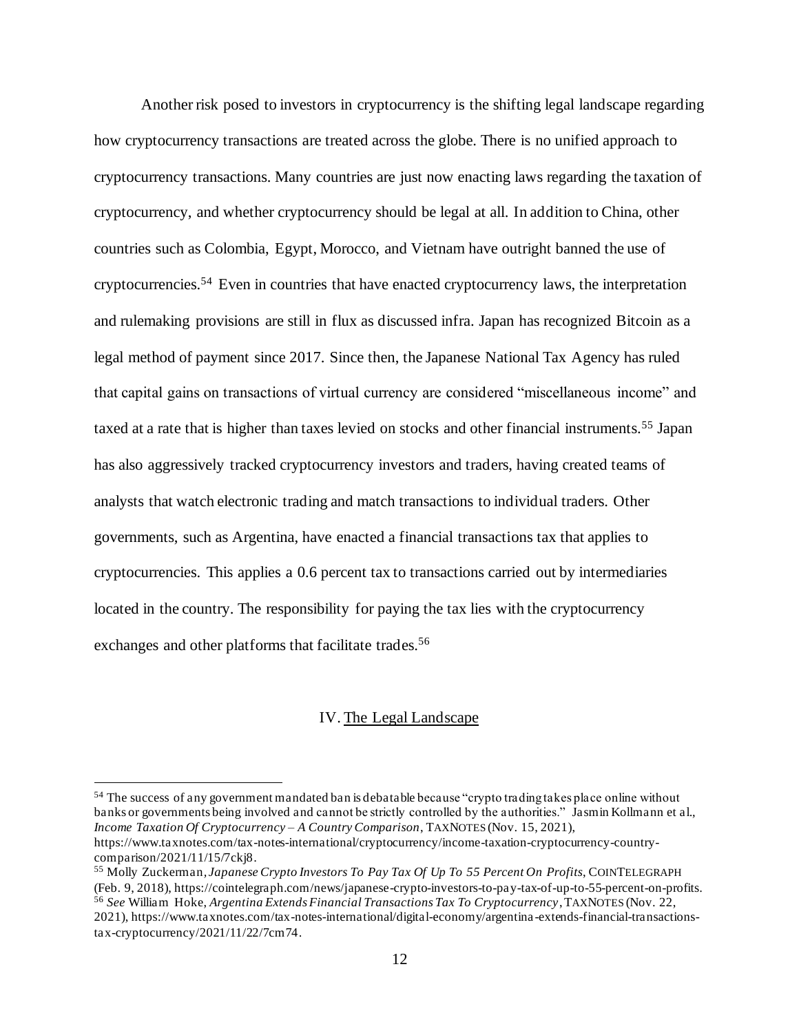Another risk posed to investors in cryptocurrency is the shifting legal landscape regarding how cryptocurrency transactions are treated across the globe. There is no unified approach to cryptocurrency transactions. Many countries are just now enacting laws regarding the taxation of cryptocurrency, and whether cryptocurrency should be legal at all. In addition to China, other countries such as Colombia, Egypt, Morocco, and Vietnam have outright banned the use of cryptocurrencies.[54] Even in countries that have enacted cryptocurrency laws, the interpretation and rulemaking provisions are still in flux as discussed infra. Japan has recognized Bitcoin as a legal method of payment since 2017. Since then, the Japanese National Tax Agency has ruled that capital gains on transactions of virtual currency are considered "miscellaneous income" and taxed at a rate that is higher than taxes levied on stocks and other financial instruments.[55] Japan has also aggressively tracked cryptocurrency investors and traders, having created teams of analysts that watch electronic trading and match transactions to individual traders. Other governments, such as Argentina, have enacted a financial transactions tax that applies to cryptocurrencies. This applies a 0.6 percent tax to transactions carried out by intermediaries located in the country. The responsibility for paying the tax lies with the cryptocurrency exchanges and other platforms that facilitate trades.[56]

## IV. The Legal Landscape

---

[54] The success of any government mandated ban is debatable because "crypto trading takes place online without banks or governments being involved and cannot be strictly controlled by the authorities." Jasmin Kollmann et al., *Income Taxation Of Cryptocurrency – A Country Comparison*, TAXNOTES (Nov. 15, 2021), https://www.taxnotes.com/tax-notes-international/cryptocurrency/income-taxation-cryptocurrency-country-comparison/2021/11/15/7ckj8.

[55] Molly Zuckerman, *Japanese Crypto Investors To Pay Tax Of Up To 55 Percent On Profits*, COINTELEGRAPH (Feb. 9, 2018), https://cointelegraph.com/news/japanese-crypto-investors-to-pay-tax-of-up-to-55-percent-on-profits.

[56] *See* William Hoke, *Argentina Extends Financial Transactions Tax To Cryptocurrency*, TAXNOTES (Nov. 22, 2021), https://www.taxnotes.com/tax-notes-international/digital-economy/argentina-extends-financial-transactions-tax-cryptocurrency/2021/11/22/7cm74.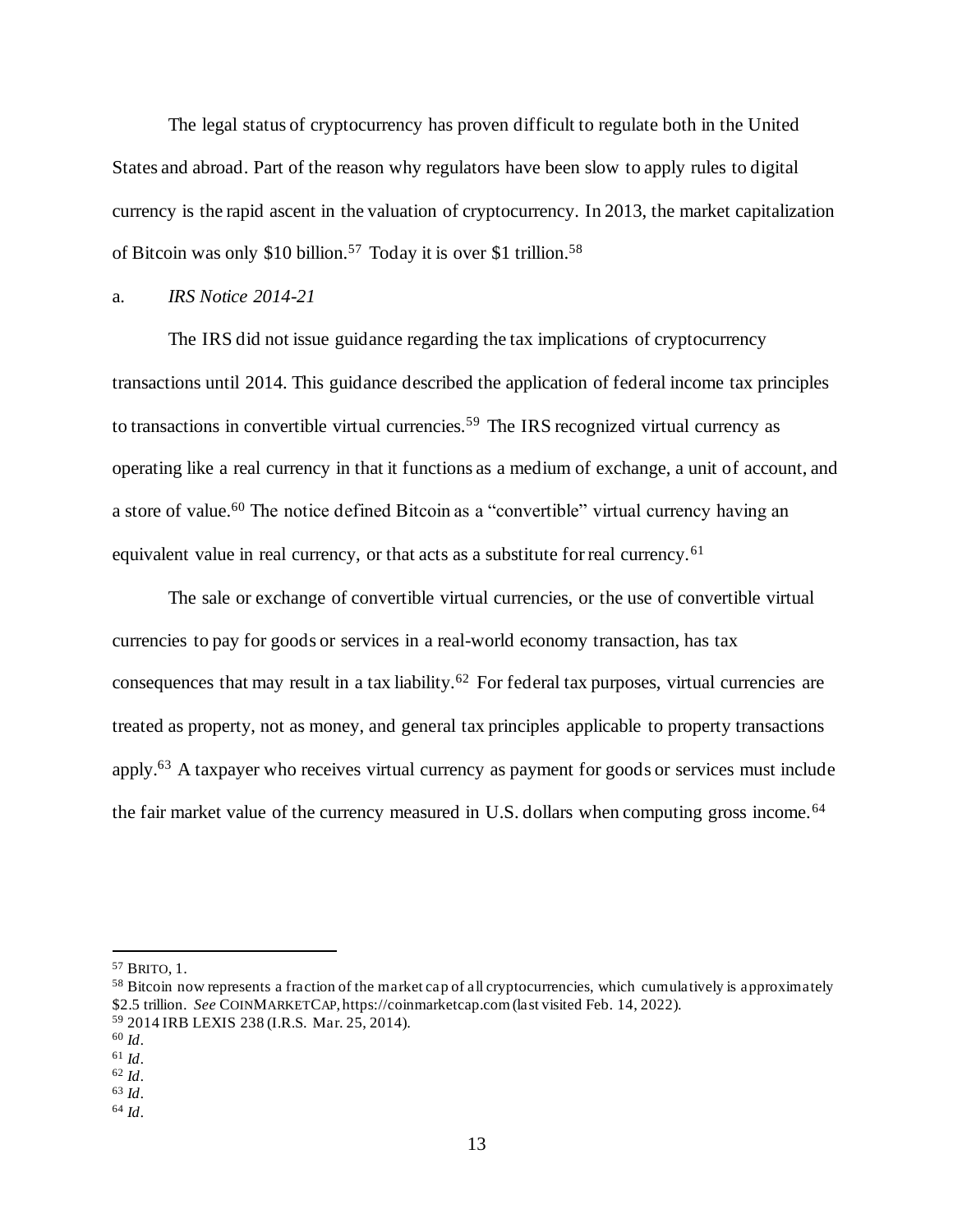The legal status of cryptocurrency has proven difficult to regulate both in the United States and abroad. Part of the reason why regulators have been slow to apply rules to digital currency is the rapid ascent in the valuation of cryptocurrency. In 2013, the market capitalization of Bitcoin was only $10 billion.[57] Today it is over $1 trillion.[58]

a. *IRS Notice 2014-21*

The IRS did not issue guidance regarding the tax implications of cryptocurrency transactions until 2014. This guidance described the application of federal income tax principles to transactions in convertible virtual currencies.[59] The IRS recognized virtual currency as operating like a real currency in that it functions as a medium of exchange, a unit of account, and a store of value.[60] The notice defined Bitcoin as a "convertible" virtual currency having an equivalent value in real currency, or that acts as a substitute for real currency.[61]

The sale or exchange of convertible virtual currencies, or the use of convertible virtual currencies to pay for goods or services in a real-world economy transaction, has tax consequences that may result in a tax liability.[62] For federal tax purposes, virtual currencies are treated as property, not as money, and general tax principles applicable to property transactions apply.[63] A taxpayer who receives virtual currency as payment for goods or services must include the fair market value of the currency measured in U.S. dollars when computing gross income.[64]

---

[57] BRITO, 1.

[58] Bitcoin now represents a fraction of the market cap of all cryptocurrencies, which cumulatively is approximately $2.5 trillion. *See* COINMARKETCAP, https://coinmarketcap.com (last visited Feb. 14, 2022).

[59] 2014 IRB LEXIS 238 (I.R.S. Mar. 25, 2014).

[60] *Id*.

[61] *Id*.

[62] *Id*.

[63] *Id*.

[64] *Id*.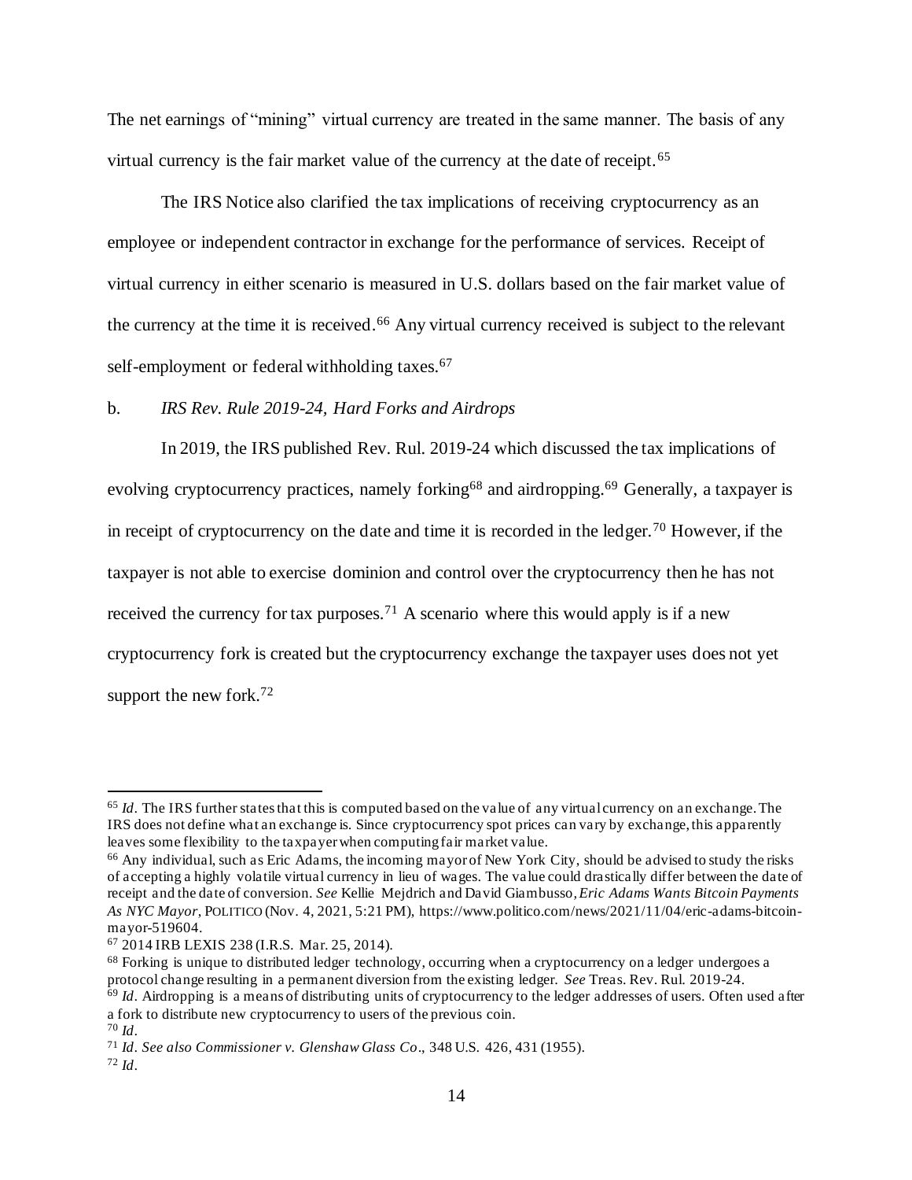The net earnings of "mining" virtual currency are treated in the same manner. The basis of any virtual currency is the fair market value of the currency at the date of receipt.[65]

The IRS Notice also clarified the tax implications of receiving cryptocurrency as an employee or independent contractor in exchange for the performance of services. Receipt of virtual currency in either scenario is measured in U.S. dollars based on the fair market value of the currency at the time it is received.[66] Any virtual currency received is subject to the relevant self-employment or federal withholding taxes.[67]

b. *IRS Rev. Rule 2019-24, Hard Forks and Airdrops*

In 2019, the IRS published Rev. Rul. 2019-24 which discussed the tax implications of evolving cryptocurrency practices, namely forking[68] and airdropping.[69] Generally, a taxpayer is in receipt of cryptocurrency on the date and time it is recorded in the ledger.[70] However, if the taxpayer is not able to exercise dominion and control over the cryptocurrency then he has not received the currency for tax purposes.[71] A scenario where this would apply is if a new cryptocurrency fork is created but the cryptocurrency exchange the taxpayer uses does not yet support the new fork.[72]

---

[65] *Id.* The IRS further states that this is computed based on the value of any virtual currency on an exchange. The IRS does not define what an exchange is. Since cryptocurrency spot prices can vary by exchange, this apparently leaves some flexibility to the taxpayer when computing fair market value.

[66] Any individual, such as Eric Adams, the incoming mayor of New York City, should be advised to study the risks of accepting a highly volatile virtual currency in lieu of wages. The value could drastically differ between the date of receipt and the date of conversion. *See* Kellie Mejdrich and David Giambusso, *Eric Adams Wants Bitcoin Payments As NYC Mayor*, POLITICO (Nov. 4, 2021, 5:21 PM), https://www.politico.com/news/2021/11/04/eric-adams-bitcoin-mayor-519604.

[67] 2014 IRB LEXIS 238 (I.R.S. Mar. 25, 2014).

[68] Forking is unique to distributed ledger technology, occurring when a cryptocurrency on a ledger undergoes a protocol change resulting in a permanent diversion from the existing ledger. *See* Treas. Rev. Rul. 2019-24.

[69] *Id.* Airdropping is a means of distributing units of cryptocurrency to the ledger addresses of users. Often used after a fork to distribute new cryptocurrency to users of the previous coin.

[70] *Id.*

[71] *Id. See also Commissioner v. Glenshaw Glass Co*., 348 U.S. 426, 431 (1955).

[72] *Id.*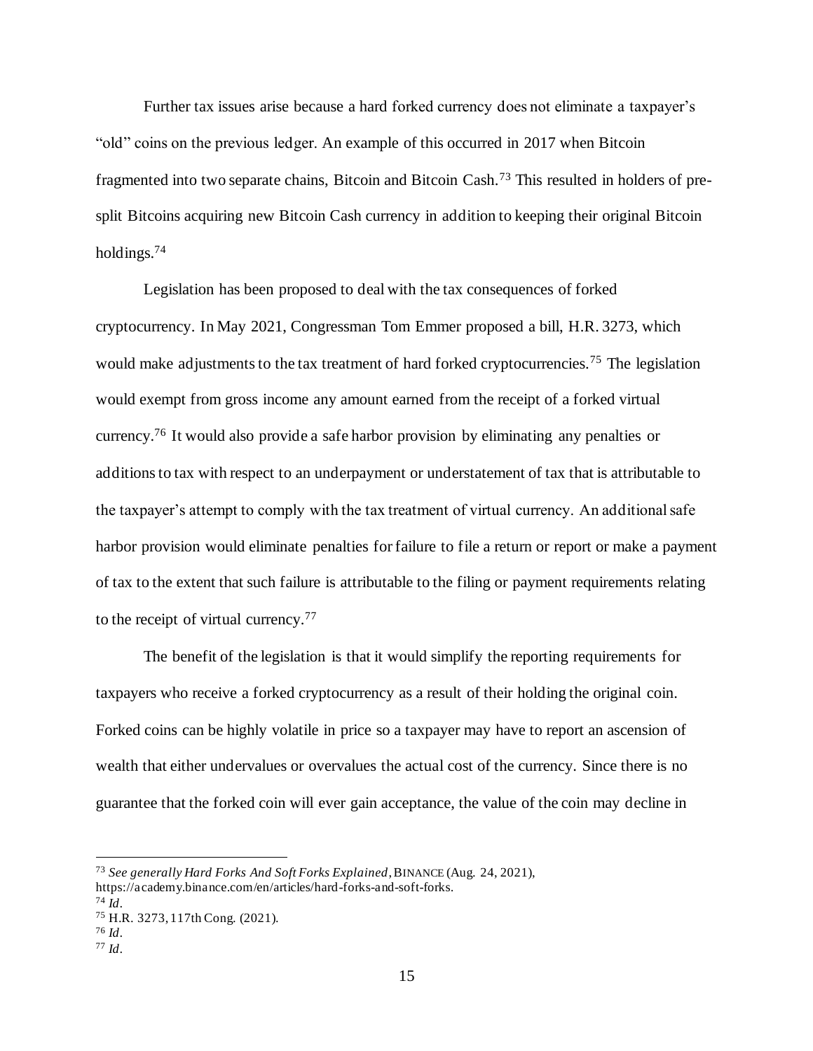Further tax issues arise because a hard forked currency does not eliminate a taxpayer's "old" coins on the previous ledger. An example of this occurred in 2017 when Bitcoin fragmented into two separate chains, Bitcoin and Bitcoin Cash.[73] This resulted in holders of pre-split Bitcoins acquiring new Bitcoin Cash currency in addition to keeping their original Bitcoin holdings.[74]

Legislation has been proposed to deal with the tax consequences of forked cryptocurrency. In May 2021, Congressman Tom Emmer proposed a bill, H.R. 3273, which would make adjustments to the tax treatment of hard forked cryptocurrencies.[75] The legislation would exempt from gross income any amount earned from the receipt of a forked virtual currency.[76] It would also provide a safe harbor provision by eliminating any penalties or additions to tax with respect to an underpayment or understatement of tax that is attributable to the taxpayer's attempt to comply with the tax treatment of virtual currency. An additional safe harbor provision would eliminate penalties for failure to file a return or report or make a payment of tax to the extent that such failure is attributable to the filing or payment requirements relating to the receipt of virtual currency.[77]

The benefit of the legislation is that it would simplify the reporting requirements for taxpayers who receive a forked cryptocurrency as a result of their holding the original coin. Forked coins can be highly volatile in price so a taxpayer may have to report an ascension of wealth that either undervalues or overvalues the actual cost of the currency. Since there is no guarantee that the forked coin will ever gain acceptance, the value of the coin may decline in

---

[73] *See generally Hard Forks And Soft Forks Explained*, BINANCE (Aug. 24, 2021), https://academy.binance.com/en/articles/hard-forks-and-soft-forks.

[74] *Id*.

[75] H.R. 3273, 117th Cong. (2021).

[76] *Id*.

[77] *Id*.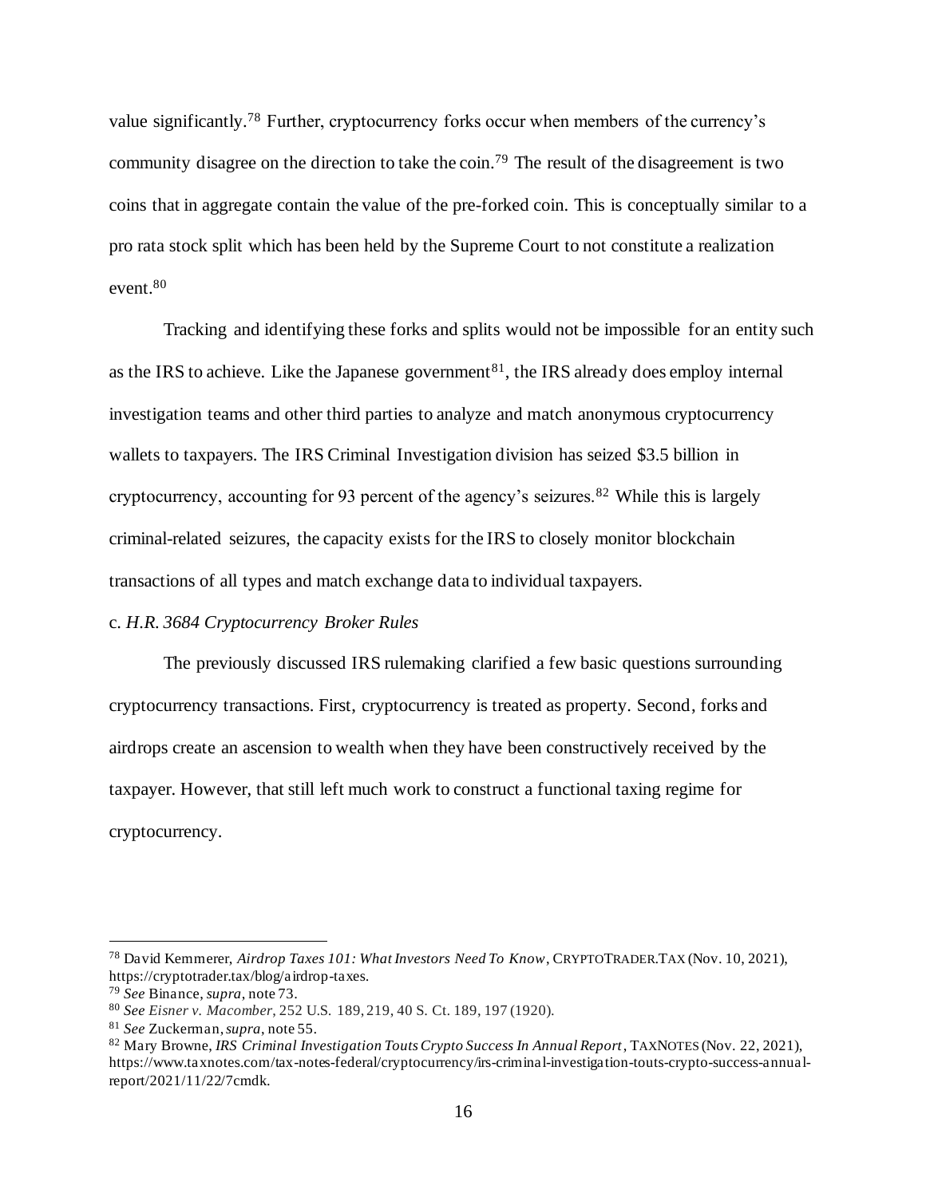value significantly.[78] Further, cryptocurrency forks occur when members of the currency's community disagree on the direction to take the coin.[79] The result of the disagreement is two coins that in aggregate contain the value of the pre-forked coin. This is conceptually similar to a pro rata stock split which has been held by the Supreme Court to not constitute a realization event.[80]

Tracking and identifying these forks and splits would not be impossible for an entity such as the IRS to achieve. Like the Japanese government[81], the IRS already does employ internal investigation teams and other third parties to analyze and match anonymous cryptocurrency wallets to taxpayers. The IRS Criminal Investigation division has seized $3.5 billion in cryptocurrency, accounting for 93 percent of the agency's seizures.[82] While this is largely criminal-related seizures, the capacity exists for the IRS to closely monitor blockchain transactions of all types and match exchange data to individual taxpayers.

c. *H.R. 3684 Cryptocurrency Broker Rules*

The previously discussed IRS rulemaking clarified a few basic questions surrounding cryptocurrency transactions. First, cryptocurrency is treated as property. Second, forks and airdrops create an ascension to wealth when they have been constructively received by the taxpayer. However, that still left much work to construct a functional taxing regime for cryptocurrency.

---

[78] David Kemmerer, *Airdrop Taxes 101: What Investors Need To Know*, CRYPTOTRADER.TAX (Nov. 10, 2021), https://cryptotrader.tax/blog/airdrop-taxes.

[79] *See* Binance, *supra*, note 73.

[80] *See Eisner v. Macomber*, 252 U.S. 189, 219, 40 S. Ct. 189, 197 (1920).

[81] *See* Zuckerman, *supra*, note 55.

[82] Mary Browne, *IRS Criminal Investigation Touts Crypto Success In Annual Report*, TAXNOTES (Nov. 22, 2021), https://www.taxnotes.com/tax-notes-federal/cryptocurrency/irs-criminal-investigation-touts-crypto-success-annual-report/2021/11/22/7cmdk.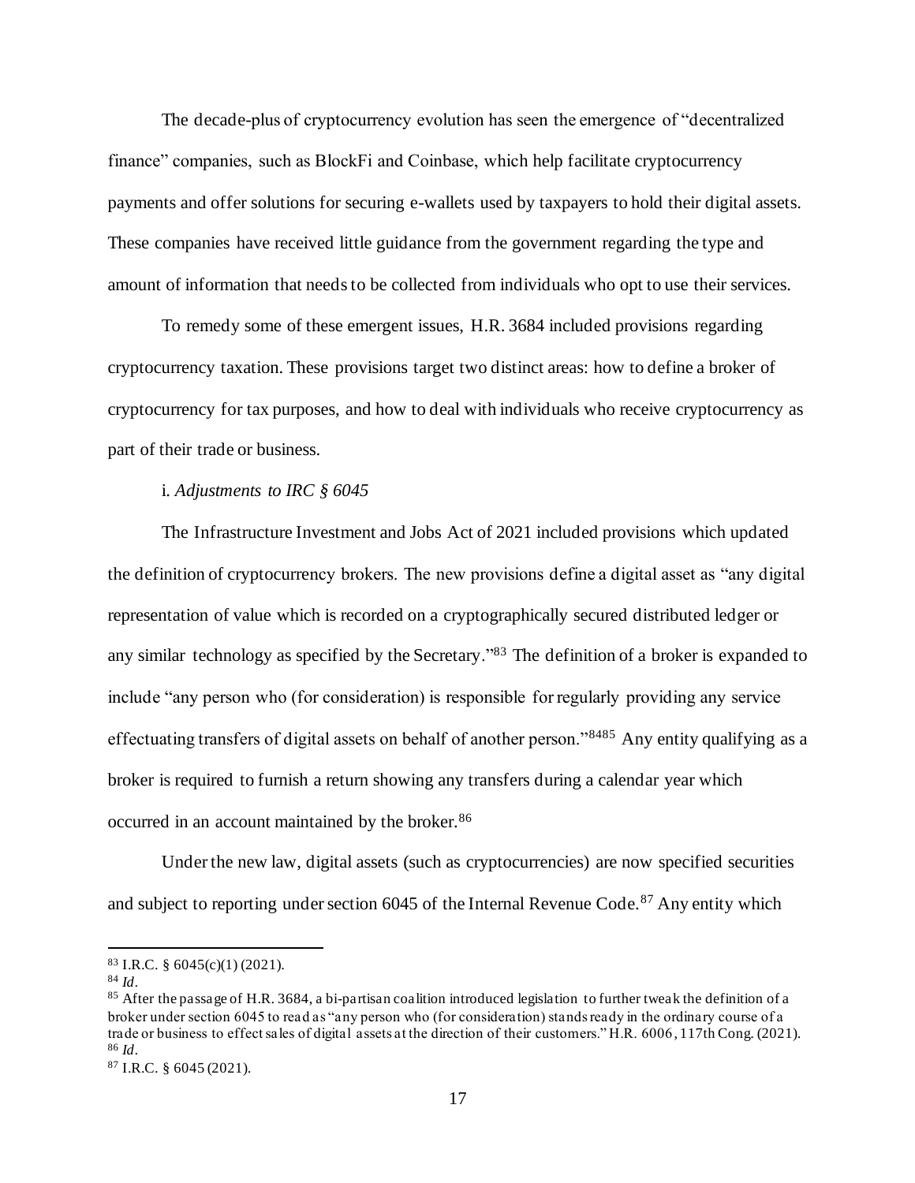The decade-plus of cryptocurrency evolution has seen the emergence of "decentralized finance" companies, such as BlockFi and Coinbase, which help facilitate cryptocurrency payments and offer solutions for securing e-wallets used by taxpayers to hold their digital assets. These companies have received little guidance from the government regarding the type and amount of information that needs to be collected from individuals who opt to use their services.

To remedy some of these emergent issues, H.R. 3684 included provisions regarding cryptocurrency taxation. These provisions target two distinct areas: how to define a broker of cryptocurrency for tax purposes, and how to deal with individuals who receive cryptocurrency as part of their trade or business.

i. *Adjustments to IRC § 6045*

The Infrastructure Investment and Jobs Act of 2021 included provisions which updated the definition of cryptocurrency brokers. The new provisions define a digital asset as "any digital representation of value which is recorded on a cryptographically secured distributed ledger or any similar technology as specified by the Secretary."[83] The definition of a broker is expanded to include "any person who (for consideration) is responsible for regularly providing any service effectuating transfers of digital assets on behalf of another person."[84][85] Any entity qualifying as a broker is required to furnish a return showing any transfers during a calendar year which occurred in an account maintained by the broker.[86]

Under the new law, digital assets (such as cryptocurrencies) are now specified securities and subject to reporting under section 6045 of the Internal Revenue Code.[87] Any entity which

---

[83] I.R.C. § 6045(c)(1) (2021).

[84] *Id*.

[85] After the passage of H.R. 3684, a bi-partisan coalition introduced legislation to further tweak the definition of a broker under section 6045 to read as "any person who (for consideration) stands ready in the ordinary course of a trade or business to effect sales of digital assets at the direction of their customers." H.R. 6006, 117th Cong. (2021).

[86] *Id*.

[87] I.R.C. § 6045 (2021).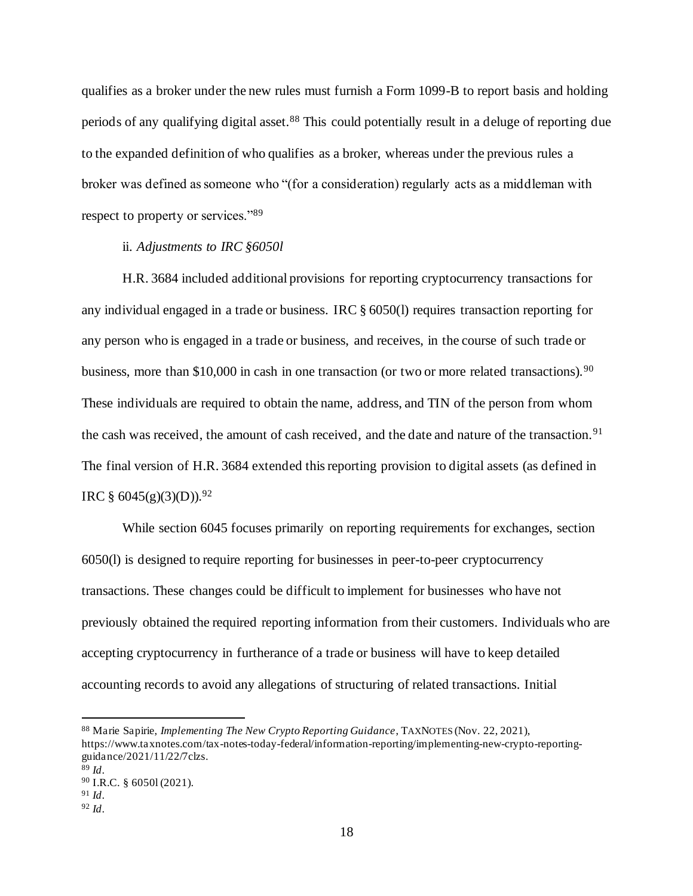qualifies as a broker under the new rules must furnish a Form 1099-B to report basis and holding periods of any qualifying digital asset.[88] This could potentially result in a deluge of reporting due to the expanded definition of who qualifies as a broker, whereas under the previous rules a broker was defined as someone who "(for a consideration) regularly acts as a middleman with respect to property or services."[89]

ii. *Adjustments to IRC §6050l*

H.R. 3684 included additional provisions for reporting cryptocurrency transactions for any individual engaged in a trade or business. IRC § 6050(l) requires transaction reporting for any person who is engaged in a trade or business, and receives, in the course of such trade or business, more than $10,000 in cash in one transaction (or two or more related transactions).[90] These individuals are required to obtain the name, address, and TIN of the person from whom the cash was received, the amount of cash received, and the date and nature of the transaction.[91] The final version of H.R. 3684 extended this reporting provision to digital assets (as defined in IRC § 6045(g)(3)(D)).[92]

While section 6045 focuses primarily on reporting requirements for exchanges, section 6050(l) is designed to require reporting for businesses in peer-to-peer cryptocurrency transactions. These changes could be difficult to implement for businesses who have not previously obtained the required reporting information from their customers. Individuals who are accepting cryptocurrency in furtherance of a trade or business will have to keep detailed accounting records to avoid any allegations of structuring of related transactions. Initial

---

[88] Marie Sapirie, *Implementing The New Crypto Reporting Guidance*, TAXNOTES (Nov. 22, 2021), https://www.taxnotes.com/tax-notes-today-federal/information-reporting/implementing-new-crypto-reporting-guidance/2021/11/22/7clzs.

[89] *Id*.

[90] I.R.C. § 6050l (2021).

[91] *Id*.

[92] *Id*.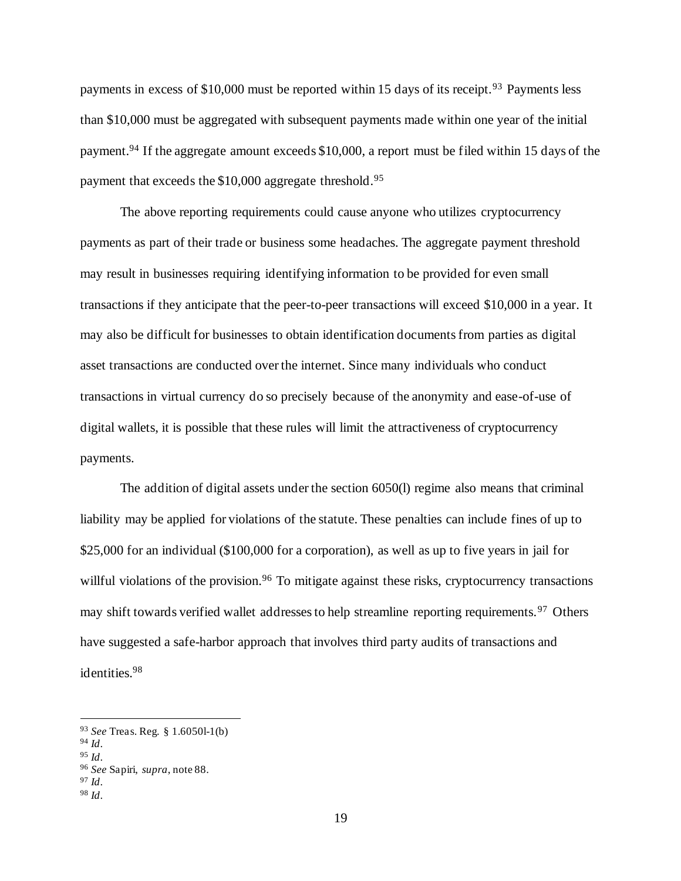payments in excess of $10,000 must be reported within 15 days of its receipt.[93] Payments less than $10,000 must be aggregated with subsequent payments made within one year of the initial payment.[94] If the aggregate amount exceeds $10,000, a report must be filed within 15 days of the payment that exceeds the $10,000 aggregate threshold.[95]

The above reporting requirements could cause anyone who utilizes cryptocurrency payments as part of their trade or business some headaches. The aggregate payment threshold may result in businesses requiring identifying information to be provided for even small transactions if they anticipate that the peer-to-peer transactions will exceed $10,000 in a year. It may also be difficult for businesses to obtain identification documents from parties as digital asset transactions are conducted over the internet. Since many individuals who conduct transactions in virtual currency do so precisely because of the anonymity and ease-of-use of digital wallets, it is possible that these rules will limit the attractiveness of cryptocurrency payments.

The addition of digital assets under the section 6050(l) regime also means that criminal liability may be applied for violations of the statute. These penalties can include fines of up to $25,000 for an individual ($100,000 for a corporation), as well as up to five years in jail for willful violations of the provision.[96] To mitigate against these risks, cryptocurrency transactions may shift towards verified wallet addresses to help streamline reporting requirements.[97] Others have suggested a safe-harbor approach that involves third party audits of transactions and identities.[98]

---

[93] *See* Treas. Reg. § 1.6050l-1(b)

[94] *Id*.

[95] *Id*.

[96] *See* Sapiri, *supra*, note 88.

[97] *Id*.

[98] *Id*.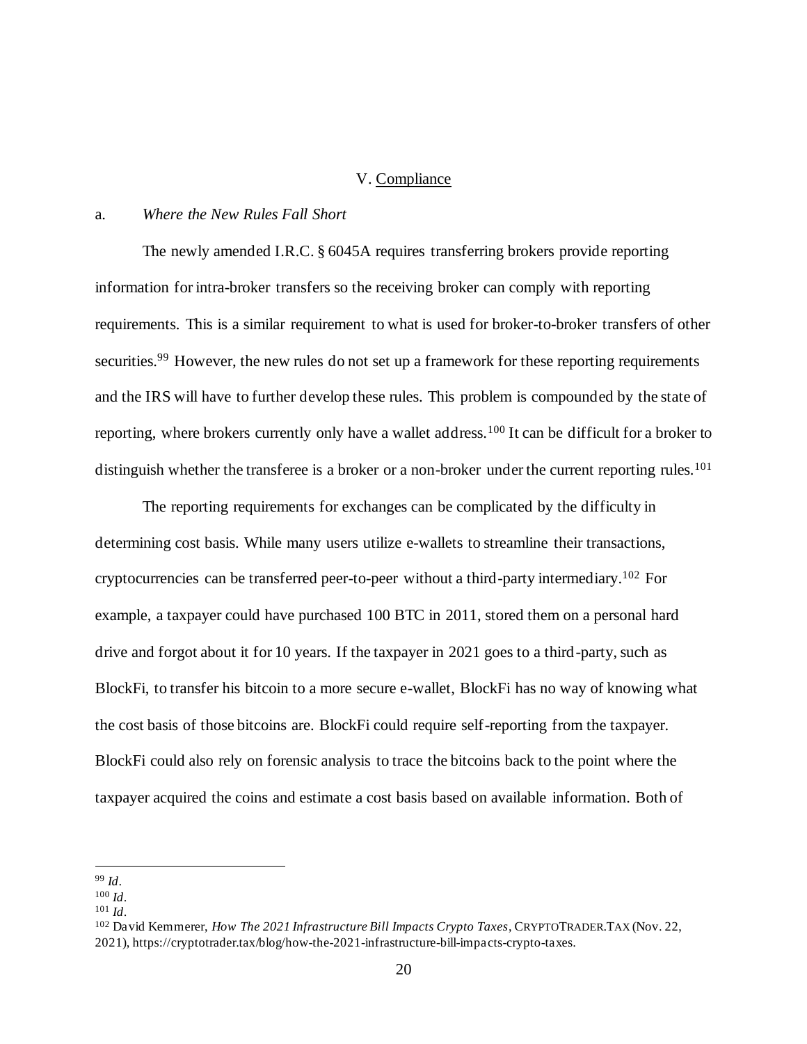## V. Compliance

### a. *Where the New Rules Fall Short*

The newly amended I.R.C. § 6045A requires transferring brokers provide reporting information for intra-broker transfers so the receiving broker can comply with reporting requirements. This is a similar requirement to what is used for broker-to-broker transfers of other securities.[99] However, the new rules do not set up a framework for these reporting requirements and the IRS will have to further develop these rules. This problem is compounded by the state of reporting, where brokers currently only have a wallet address.[100] It can be difficult for a broker to distinguish whether the transferee is a broker or a non-broker under the current reporting rules.[101]

The reporting requirements for exchanges can be complicated by the difficulty in determining cost basis. While many users utilize e-wallets to streamline their transactions, cryptocurrencies can be transferred peer-to-peer without a third-party intermediary.[102] For example, a taxpayer could have purchased 100 BTC in 2011, stored them on a personal hard drive and forgot about it for 10 years. If the taxpayer in 2021 goes to a third-party, such as BlockFi, to transfer his bitcoin to a more secure e-wallet, BlockFi has no way of knowing what the cost basis of those bitcoins are. BlockFi could require self-reporting from the taxpayer. BlockFi could also rely on forensic analysis to trace the bitcoins back to the point where the taxpayer acquired the coins and estimate a cost basis based on available information. Both of

---

[99] *Id*.

[100] *Id*.

[101] *Id*.

[102] David Kemmerer, *How The 2021 Infrastructure Bill Impacts Crypto Taxes*, CRYPTOTRADER.TAX (Nov. 22, 2021), https://cryptotrader.tax/blog/how-the-2021-infrastructure-bill-impacts-crypto-taxes.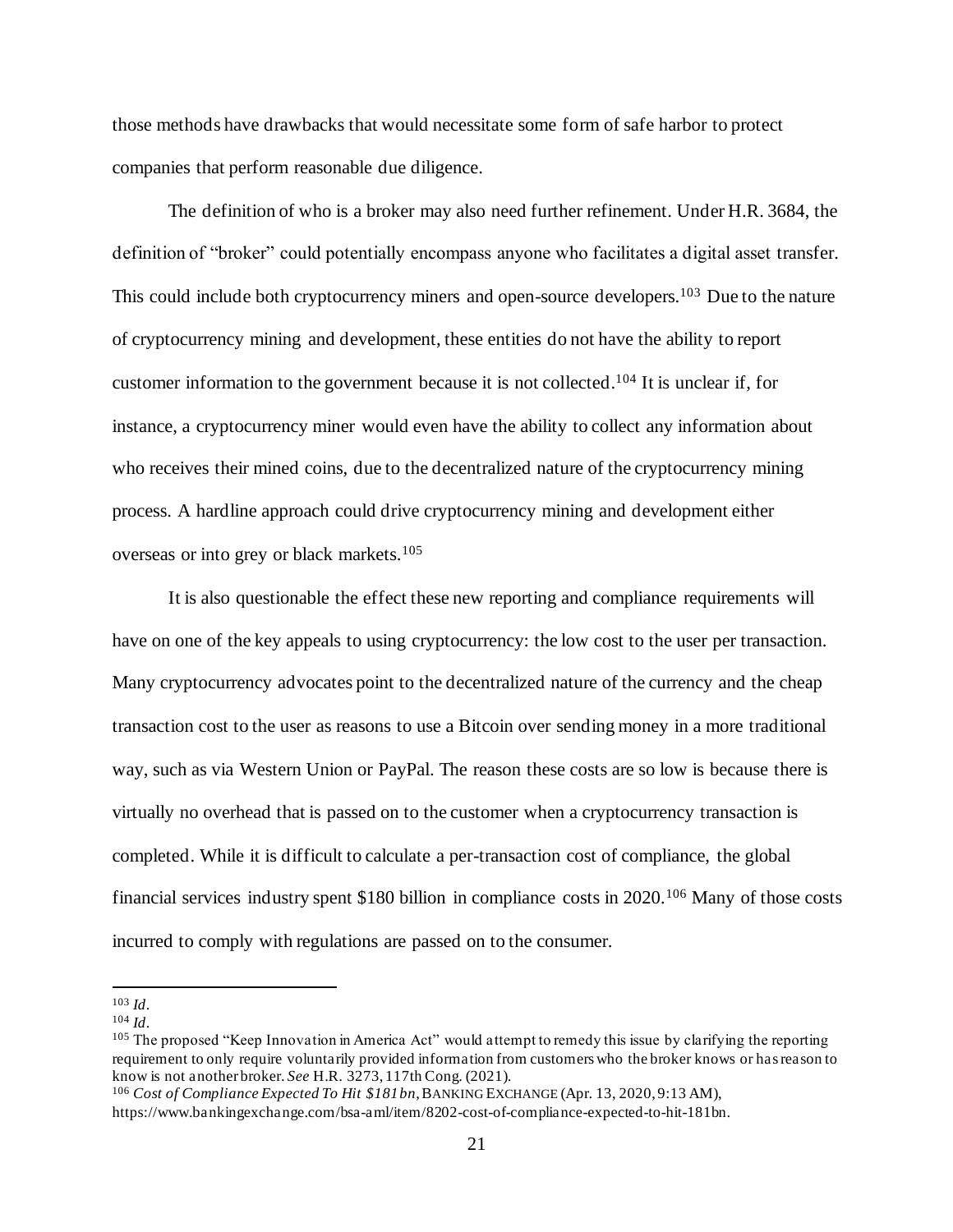those methods have drawbacks that would necessitate some form of safe harbor to protect companies that perform reasonable due diligence.

The definition of who is a broker may also need further refinement. Under H.R. 3684, the definition of "broker" could potentially encompass anyone who facilitates a digital asset transfer. This could include both cryptocurrency miners and open-source developers.[103] Due to the nature of cryptocurrency mining and development, these entities do not have the ability to report customer information to the government because it is not collected.[104] It is unclear if, for instance, a cryptocurrency miner would even have the ability to collect any information about who receives their mined coins, due to the decentralized nature of the cryptocurrency mining process. A hardline approach could drive cryptocurrency mining and development either overseas or into grey or black markets.[105]

It is also questionable the effect these new reporting and compliance requirements will have on one of the key appeals to using cryptocurrency: the low cost to the user per transaction. Many cryptocurrency advocates point to the decentralized nature of the currency and the cheap transaction cost to the user as reasons to use a Bitcoin over sending money in a more traditional way, such as via Western Union or PayPal. The reason these costs are so low is because there is virtually no overhead that is passed on to the customer when a cryptocurrency transaction is completed. While it is difficult to calculate a per-transaction cost of compliance, the global financial services industry spent $180 billion in compliance costs in 2020.[106] Many of those costs incurred to comply with regulations are passed on to the consumer.

---

[103] *Id*.

[104] *Id*.

[105] The proposed "Keep Innovation in America Act" would attempt to remedy this issue by clarifying the reporting requirement to only require voluntarily provided information from customers who the broker knows or has reason to know is not another broker. *See* H.R. 3273, 117th Cong. (2021).

[106] *Cost of Compliance Expected To Hit $181bn*, BANKING EXCHANGE (Apr. 13, 2020, 9:13 AM), https://www.bankingexchange.com/bsa-aml/item/8202-cost-of-compliance-expected-to-hit-181bn.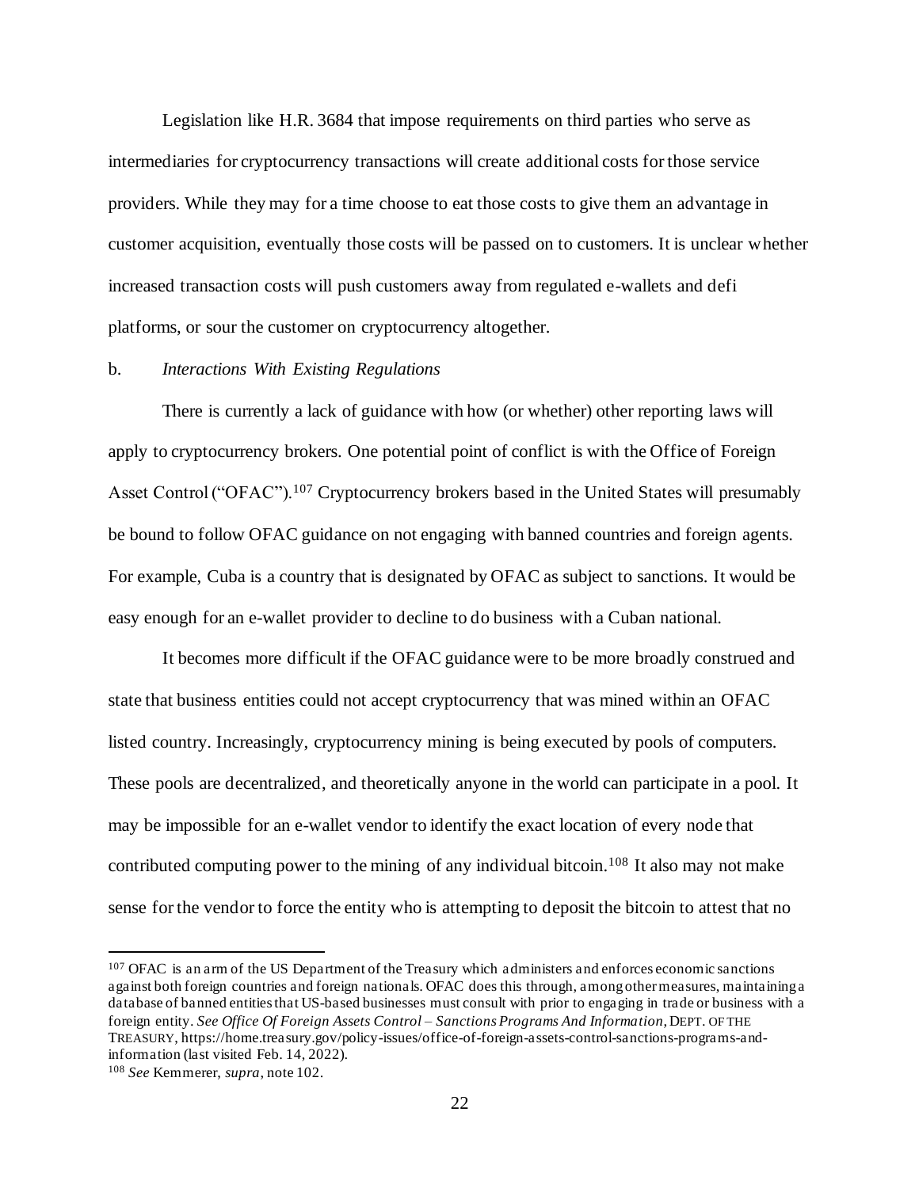Legislation like H.R. 3684 that impose requirements on third parties who serve as intermediaries for cryptocurrency transactions will create additional costs for those service providers. While they may for a time choose to eat those costs to give them an advantage in customer acquisition, eventually those costs will be passed on to customers. It is unclear whether increased transaction costs will push customers away from regulated e-wallets and defi platforms, or sour the customer on cryptocurrency altogether.

b. *Interactions With Existing Regulations*

There is currently a lack of guidance with how (or whether) other reporting laws will apply to cryptocurrency brokers. One potential point of conflict is with the Office of Foreign Asset Control ("OFAC").[107] Cryptocurrency brokers based in the United States will presumably be bound to follow OFAC guidance on not engaging with banned countries and foreign agents. For example, Cuba is a country that is designated by OFAC as subject to sanctions. It would be easy enough for an e-wallet provider to decline to do business with a Cuban national.

It becomes more difficult if the OFAC guidance were to be more broadly construed and state that business entities could not accept cryptocurrency that was mined within an OFAC listed country. Increasingly, cryptocurrency mining is being executed by pools of computers. These pools are decentralized, and theoretically anyone in the world can participate in a pool. It may be impossible for an e-wallet vendor to identify the exact location of every node that contributed computing power to the mining of any individual bitcoin.[108] It also may not make sense for the vendor to force the entity who is attempting to deposit the bitcoin to attest that no

---

[107] OFAC is an arm of the US Department of the Treasury which administers and enforces economic sanctions against both foreign countries and foreign nationals. OFAC does this through, among other measures, maintaining a database of banned entities that US-based businesses must consult with prior to engaging in trade or business with a foreign entity. *See Office Of Foreign Assets Control – Sanctions Programs And Information*, DEPT. OF THE TREASURY, https://home.treasury.gov/policy-issues/office-of-foreign-assets-control-sanctions-programs-and-information (last visited Feb. 14, 2022).

[108] *See* Kemmerer, *supra*, note 102.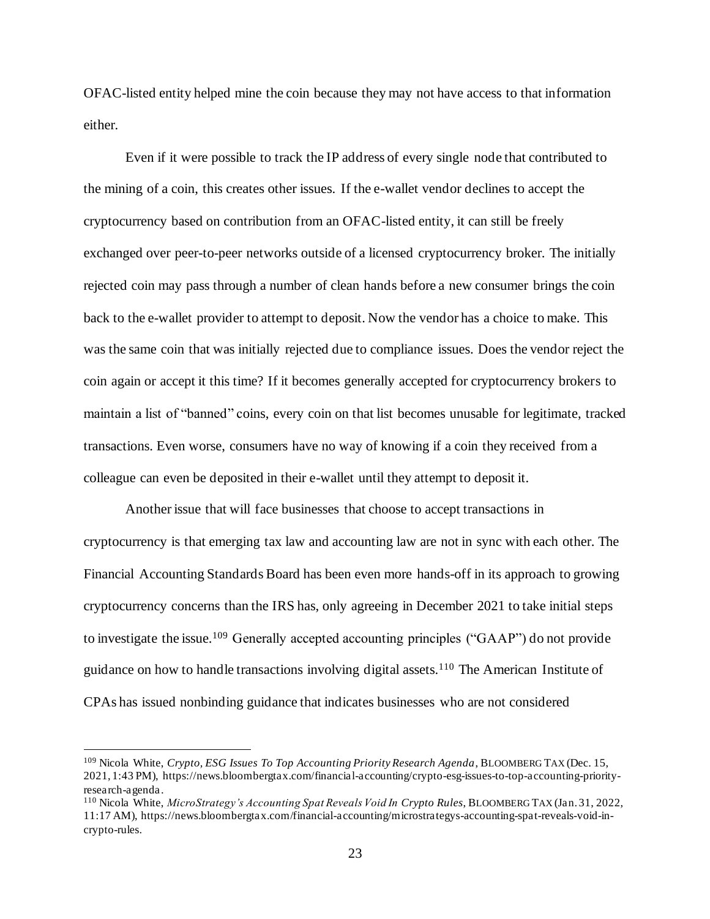OFAC-listed entity helped mine the coin because they may not have access to that information either.

Even if it were possible to track the IP address of every single node that contributed to the mining of a coin, this creates other issues. If the e-wallet vendor declines to accept the cryptocurrency based on contribution from an OFAC-listed entity, it can still be freely exchanged over peer-to-peer networks outside of a licensed cryptocurrency broker. The initially rejected coin may pass through a number of clean hands before a new consumer brings the coin back to the e-wallet provider to attempt to deposit. Now the vendor has a choice to make. This was the same coin that was initially rejected due to compliance issues. Does the vendor reject the coin again or accept it this time? If it becomes generally accepted for cryptocurrency brokers to maintain a list of "banned" coins, every coin on that list becomes unusable for legitimate, tracked transactions. Even worse, consumers have no way of knowing if a coin they received from a colleague can even be deposited in their e-wallet until they attempt to deposit it.

Another issue that will face businesses that choose to accept transactions in cryptocurrency is that emerging tax law and accounting law are not in sync with each other. The Financial Accounting Standards Board has been even more hands-off in its approach to growing cryptocurrency concerns than the IRS has, only agreeing in December 2021 to take initial steps to investigate the issue.[109] Generally accepted accounting principles ("GAAP") do not provide guidance on how to handle transactions involving digital assets.[110] The American Institute of CPAs has issued nonbinding guidance that indicates businesses who are not considered

---

[109] Nicola White, *Crypto, ESG Issues To Top Accounting Priority Research Agenda*, BLOOMBERG TAX (Dec. 15, 2021, 1:43 PM), https://news.bloombergtax.com/financial-accounting/crypto-esg-issues-to-top-accounting-priority-research-agenda.

[110] Nicola White, *MicroStrategy's Accounting Spat Reveals Void In Crypto Rules*, BLOOMBERG TAX (Jan. 31, 2022, 11:17 AM), https://news.bloombergtax.com/financial-accounting/microstrategys-accounting-spat-reveals-void-in-crypto-rules.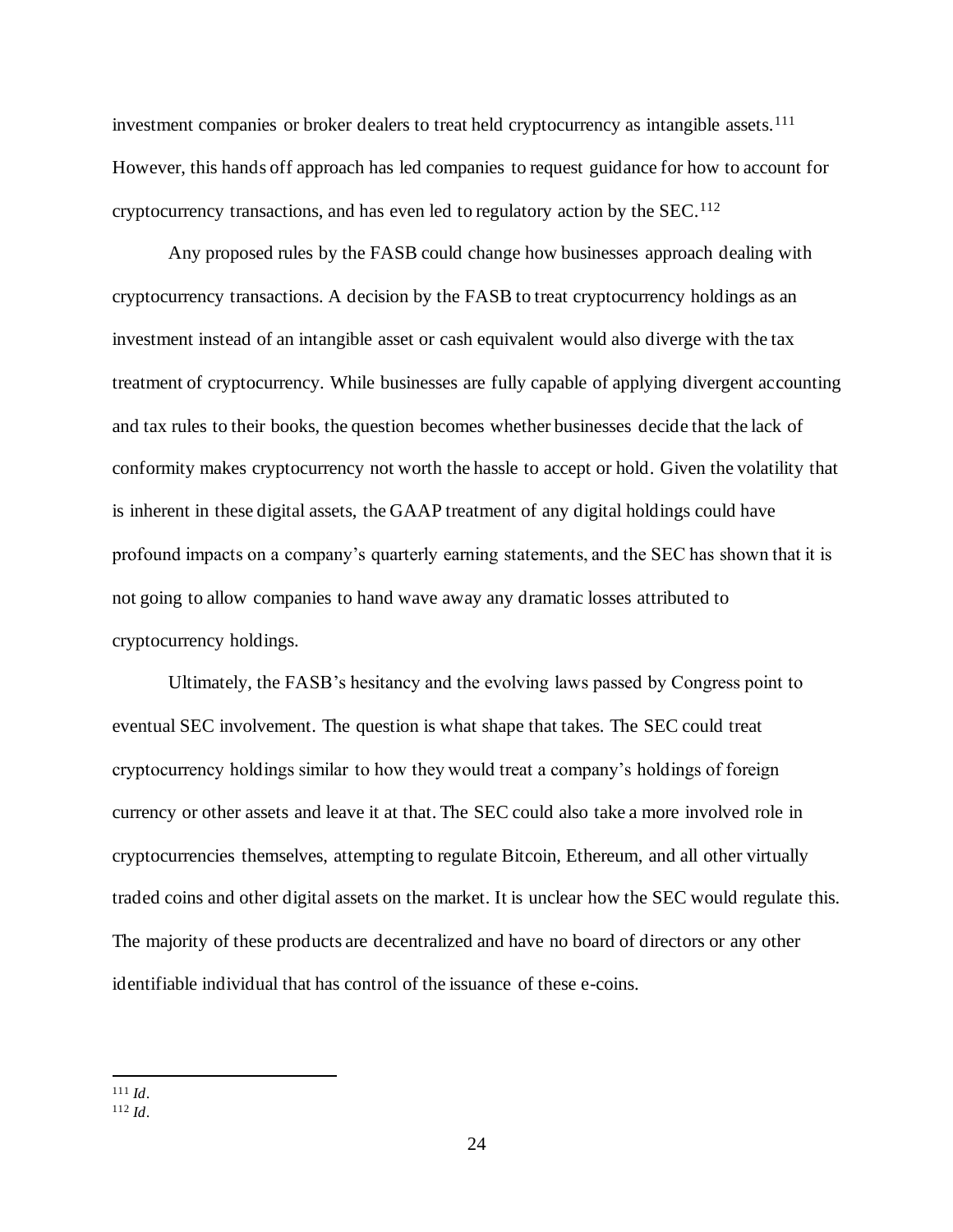investment companies or broker dealers to treat held cryptocurrency as intangible assets.[111] However, this hands off approach has led companies to request guidance for how to account for cryptocurrency transactions, and has even led to regulatory action by the SEC.[112]

Any proposed rules by the FASB could change how businesses approach dealing with cryptocurrency transactions. A decision by the FASB to treat cryptocurrency holdings as an investment instead of an intangible asset or cash equivalent would also diverge with the tax treatment of cryptocurrency. While businesses are fully capable of applying divergent accounting and tax rules to their books, the question becomes whether businesses decide that the lack of conformity makes cryptocurrency not worth the hassle to accept or hold. Given the volatility that is inherent in these digital assets, the GAAP treatment of any digital holdings could have profound impacts on a company's quarterly earning statements, and the SEC has shown that it is not going to allow companies to hand wave away any dramatic losses attributed to cryptocurrency holdings.

Ultimately, the FASB's hesitancy and the evolving laws passed by Congress point to eventual SEC involvement. The question is what shape that takes. The SEC could treat cryptocurrency holdings similar to how they would treat a company's holdings of foreign currency or other assets and leave it at that. The SEC could also take a more involved role in cryptocurrencies themselves, attempting to regulate Bitcoin, Ethereum, and all other virtually traded coins and other digital assets on the market. It is unclear how the SEC would regulate this. The majority of these products are decentralized and have no board of directors or any other identifiable individual that has control of the issuance of these e-coins.

---

[111] *Id*.
[112] *Id*.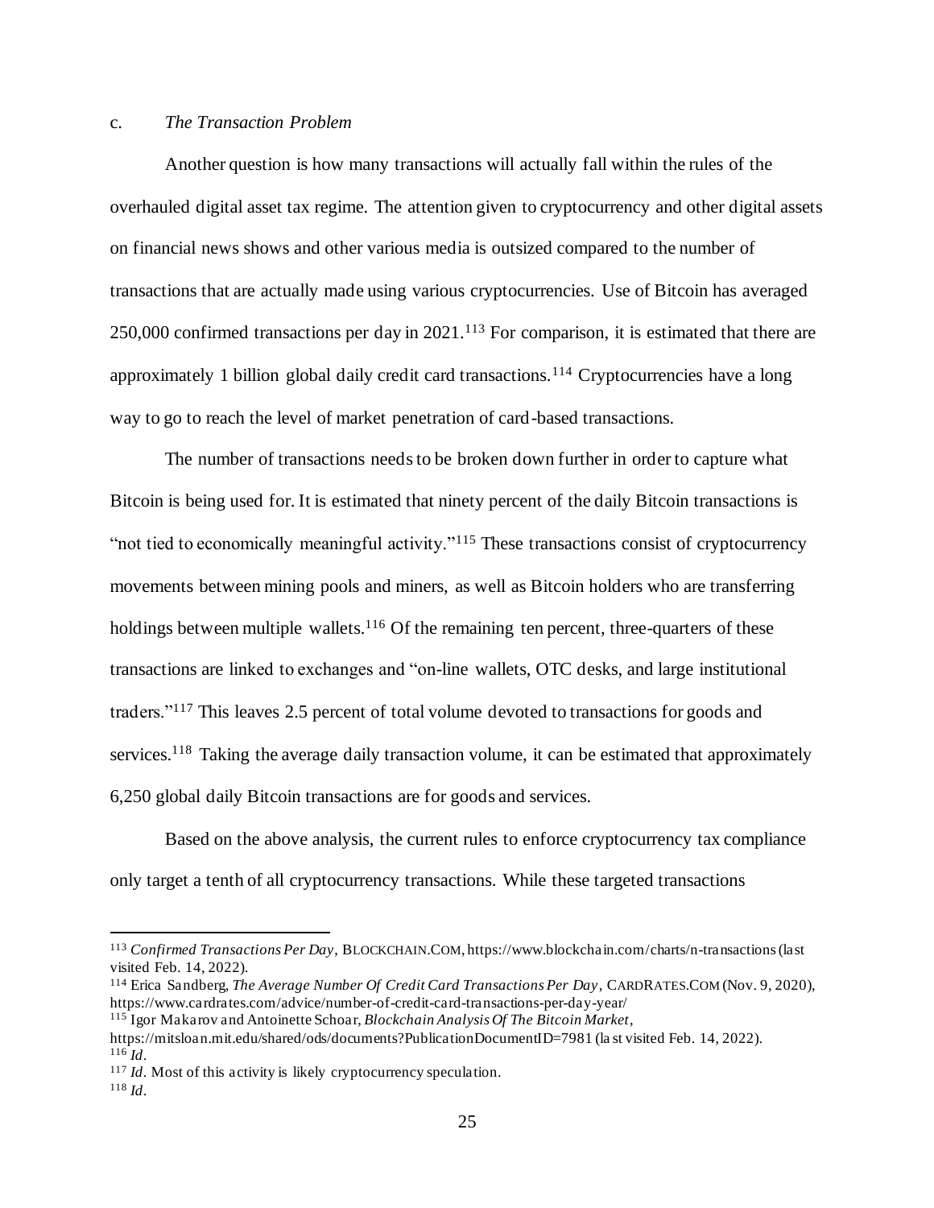c. *The Transaction Problem*

Another question is how many transactions will actually fall within the rules of the overhauled digital asset tax regime. The attention given to cryptocurrency and other digital assets on financial news shows and other various media is outsized compared to the number of transactions that are actually made using various cryptocurrencies. Use of Bitcoin has averaged 250,000 confirmed transactions per day in 2021.[113] For comparison, it is estimated that there are approximately 1 billion global daily credit card transactions.[114] Cryptocurrencies have a long way to go to reach the level of market penetration of card-based transactions.

The number of transactions needs to be broken down further in order to capture what Bitcoin is being used for. It is estimated that ninety percent of the daily Bitcoin transactions is "not tied to economically meaningful activity."[115] These transactions consist of cryptocurrency movements between mining pools and miners, as well as Bitcoin holders who are transferring holdings between multiple wallets.[116] Of the remaining ten percent, three-quarters of these transactions are linked to exchanges and "on-line wallets, OTC desks, and large institutional traders."[117] This leaves 2.5 percent of total volume devoted to transactions for goods and services.[118] Taking the average daily transaction volume, it can be estimated that approximately 6,250 global daily Bitcoin transactions are for goods and services.

Based on the above analysis, the current rules to enforce cryptocurrency tax compliance only target a tenth of all cryptocurrency transactions. While these targeted transactions

---

[113] *Confirmed Transactions Per Day*, BLOCKCHAIN.COM, https://www.blockchain.com/charts/n-transactions (last visited Feb. 14, 2022).

[114] Erica Sandberg, *The Average Number Of Credit Card Transactions Per Day*, CARDRATES.COM (Nov. 9, 2020), https://www.cardrates.com/advice/number-of-credit-card-transactions-per-day-year/

[115] Igor Makarov and Antoinette Schoar, *Blockchain Analysis Of The Bitcoin Market*, https://mitsloan.mit.edu/shared/ods/documents?PublicationDocumentID=7981 (last visited Feb. 14, 2022).

[116] *Id*.

[117] *Id*. Most of this activity is likely cryptocurrency speculation.

[118] *Id*.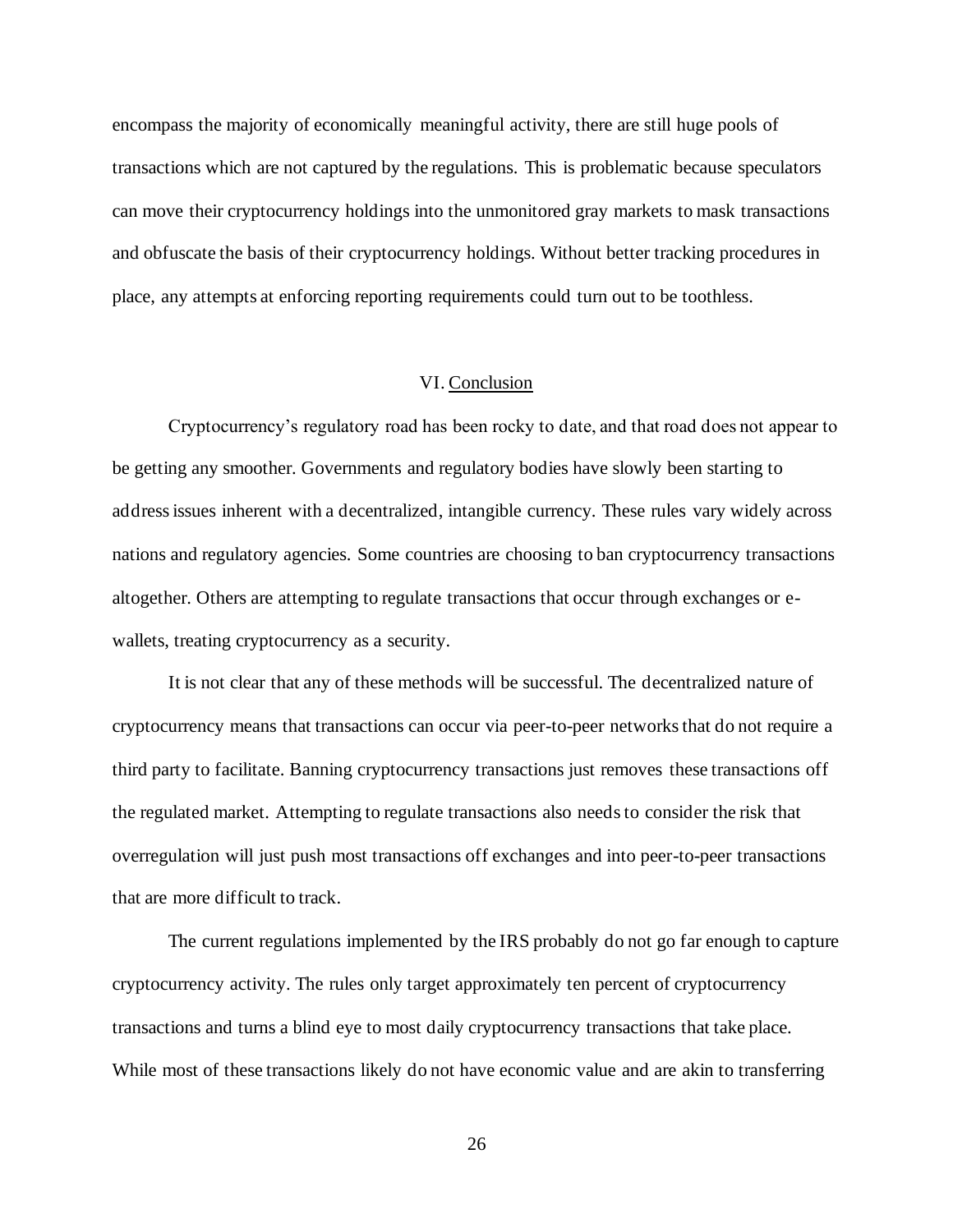encompass the majority of economically meaningful activity, there are still huge pools of transactions which are not captured by the regulations. This is problematic because speculators can move their cryptocurrency holdings into the unmonitored gray markets to mask transactions and obfuscate the basis of their cryptocurrency holdings. Without better tracking procedures in place, any attempts at enforcing reporting requirements could turn out to be toothless.

## VI. Conclusion

Cryptocurrency's regulatory road has been rocky to date, and that road does not appear to be getting any smoother. Governments and regulatory bodies have slowly been starting to address issues inherent with a decentralized, intangible currency. These rules vary widely across nations and regulatory agencies. Some countries are choosing to ban cryptocurrency transactions altogether. Others are attempting to regulate transactions that occur through exchanges or e-wallets, treating cryptocurrency as a security.

It is not clear that any of these methods will be successful. The decentralized nature of cryptocurrency means that transactions can occur via peer-to-peer networks that do not require a third party to facilitate. Banning cryptocurrency transactions just removes these transactions off the regulated market. Attempting to regulate transactions also needs to consider the risk that overregulation will just push most transactions off exchanges and into peer-to-peer transactions that are more difficult to track.

The current regulations implemented by the IRS probably do not go far enough to capture cryptocurrency activity. The rules only target approximately ten percent of cryptocurrency transactions and turns a blind eye to most daily cryptocurrency transactions that take place. While most of these transactions likely do not have economic value and are akin to transferring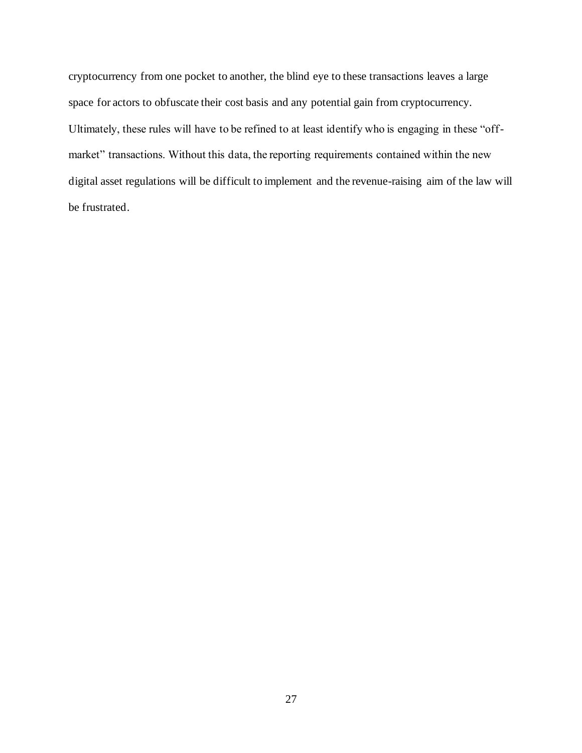cryptocurrency from one pocket to another, the blind eye to these transactions leaves a large space for actors to obfuscate their cost basis and any potential gain from cryptocurrency. Ultimately, these rules will have to be refined to at least identify who is engaging in these "off-market" transactions. Without this data, the reporting requirements contained within the new digital asset regulations will be difficult to implement and the revenue-raising aim of the law will be frustrated.